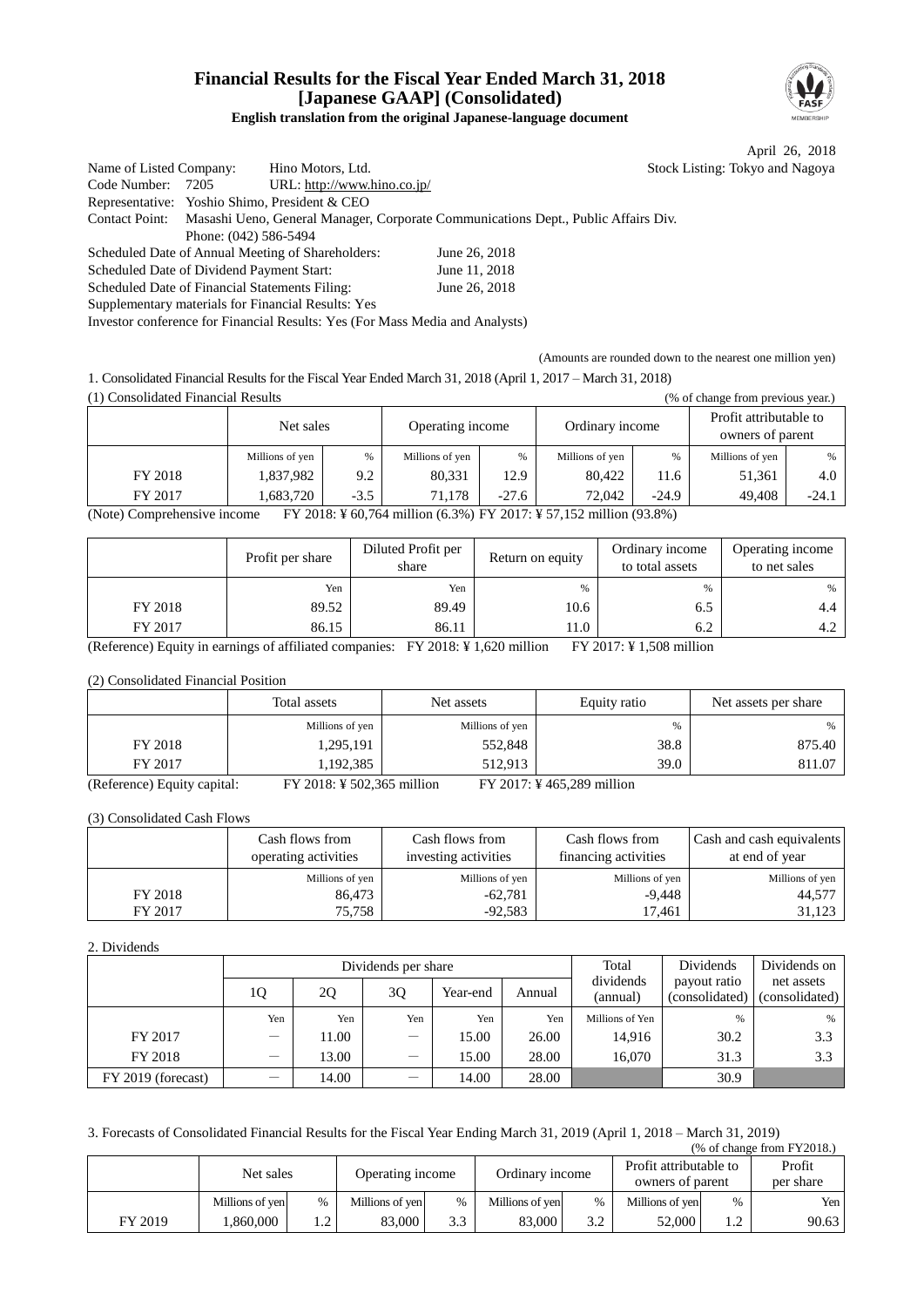# Financial Results for the Fiscal Year Ended March 31, 2018
# [Japanese GAAP] (Consolidated)

**English translation from the original Japanese-language document**

April 26, 2018

Name of Listed Company: Hino Motors, Ltd. Stock Listing: Tokyo and Nagoya
Code Number: 7205 URL: http://www.hino.co.jp/
Representative: Yoshio Shimo, President & CEO
Contact Point: Masashi Ueno, General Manager, Corporate Communications Dept., Public Affairs Div.
Phone: (042) 586-5494
Scheduled Date of Annual Meeting of Shareholders: June 26, 2018
Scheduled Date of Dividend Payment Start: June 11, 2018
Scheduled Date of Financial Statements Filing: June 26, 2018
Supplementary materials for Financial Results: Yes
Investor conference for Financial Results: Yes (For Mass Media and Analysts)

(Amounts are rounded down to the nearest one million yen)

1. Consolidated Financial Results for the Fiscal Year Ended March 31, 2018 (April 1, 2017 – March 31, 2018)

(1) Consolidated Financial Results (% of change from previous year.)

| | Net sales | | Operating income | | Ordinary income | | Profit attributable to owners of parent | |
|---|---|---|---|---|---|---|---|---|
| | Millions of yen | % | Millions of yen | % | Millions of yen | % | Millions of yen | % |
| FY 2018 | 1,837,982 | 9.2 | 80,331 | 12.9 | 80,422 | 11.6 | 51,361 | 4.0 |
| FY 2017 | 1,683,720 | -3.5 | 71,178 | -27.6 | 72,042 | -24.9 | 49,408 | -24.1 |

(Note) Comprehensive income FY 2018: ¥ 60,764 million (6.3%) FY 2017: ¥ 57,152 million (93.8%)

| | Profit per share | Diluted Profit per share | Return on equity | Ordinary income to total assets | Operating income to net sales |
|---|---|---|---|---|---|
| | Yen | Yen | % | % | % |
| FY 2018 | 89.52 | 89.49 | 10.6 | 6.5 | 4.4 |
| FY 2017 | 86.15 | 86.11 | 11.0 | 6.2 | 4.2 |

(Reference) Equity in earnings of affiliated companies: FY 2018: ¥ 1,620 million FY 2017: ¥ 1,508 million

(2) Consolidated Financial Position

| | Total assets | Net assets | Equity ratio | Net assets per share |
|---|---|---|---|---|
| | Millions of yen | Millions of yen | % | % |
| FY 2018 | 1,295,191 | 552,848 | 38.8 | 875.40 |
| FY 2017 | 1,192,385 | 512,913 | 39.0 | 811.07 |

(Reference) Equity capital: FY 2018: ¥ 502,365 million FY 2017: ¥ 465,289 million

(3) Consolidated Cash Flows

| | Cash flows from operating activities | Cash flows from investing activities | Cash flows from financing activities | Cash and cash equivalents at end of year |
|---|---|---|---|---|
| | Millions of yen | Millions of yen | Millions of yen | Millions of yen |
| FY 2018 | 86,473 | -62,781 | -9,448 | 44,577 |
| FY 2017 | 75,758 | -92,583 | 17,461 | 31,123 |

2. Dividends

| | Dividends per share | | | | | Total dividends (annual) | Dividends payout ratio (consolidated) | Dividends on net assets (consolidated) |
|---|---|---|---|---|---|---|---|---|
| | 1Q | 2Q | 3Q | Year-end | Annual | | | |
| | Yen | Yen | Yen | Yen | Yen | Millions of Yen | % | % |
| FY 2017 | ― | 11.00 | ― | 15.00 | 26.00 | 14,916 | 30.2 | 3.3 |
| FY 2018 | ― | 13.00 | ― | 15.00 | 28.00 | 16,070 | 31.3 | 3.3 |
| FY 2019 (forecast) | ― | 14.00 | ― | 14.00 | 28.00 | | 30.9 | |

3. Forecasts of Consolidated Financial Results for the Fiscal Year Ending March 31, 2019 (April 1, 2018 – March 31, 2019)

(% of change from FY2018.)

| | Net sales | | Operating income | | Ordinary income | | Profit attributable to owners of parent | | Profit per share |
|---|---|---|---|---|---|---|---|---|---|
| | Millions of yen | % | Millions of yen | % | Millions of yen | % | Millions of yen | % | Yen |
| FY 2019 | 1,860,000 | 1.2 | 83,000 | 3.3 | 83,000 | 3.2 | 52,000 | 1.2 | 90.63 |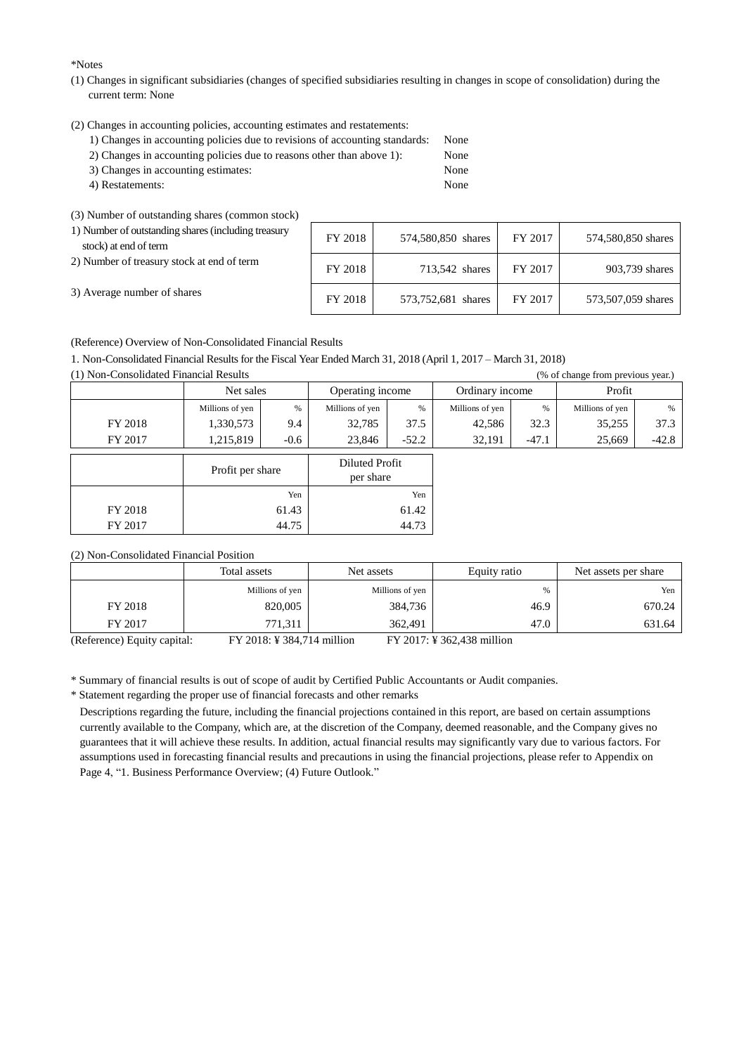*Notes

(1) Changes in significant subsidiaries (changes of specified subsidiaries resulting in changes in scope of consolidation) during the current term: None

(2) Changes in accounting policies, accounting estimates and restatements:

1) Changes in accounting policies due to revisions of accounting standards: None
2) Changes in accounting policies due to reasons other than above 1): None
3) Changes in accounting estimates: None
4) Restatements: None

(3) Number of outstanding shares (common stock)

| | | | | |
|---|---|---|---|---|
| 1) Number of outstanding shares (including treasury stock) at end of term | FY 2018 | 574,580,850 shares | FY 2017 | 574,580,850 shares |
| 2) Number of treasury stock at end of term | FY 2018 | 713,542 shares | FY 2017 | 903,739 shares |
| 3) Average number of shares | FY 2018 | 573,752,681 shares | FY 2017 | 573,507,059 shares |

(Reference) Overview of Non-Consolidated Financial Results

1. Non-Consolidated Financial Results for the Fiscal Year Ended March 31, 2018 (April 1, 2017 – March 31, 2018)

(1) Non-Consolidated Financial Results (% of change from previous year.)

| | Net sales | | Operating income | | Ordinary income | | Profit | |
|---|---|---|---|---|---|---|---|---|
| | Millions of yen | % | Millions of yen | % | Millions of yen | % | Millions of yen | % |
| FY 2018 | 1,330,573 | 9.4 | 32,785 | 37.5 | 42,586 | 32.3 | 35,255 | 37.3 |
| FY 2017 | 1,215,819 | -0.6 | 23,846 | -52.2 | 32,191 | -47.1 | 25,669 | -42.8 |

| | Profit per share | Diluted Profit per share |
|---|---|---|
| | Yen | Yen |
| FY 2018 | 61.43 | 61.42 |
| FY 2017 | 44.75 | 44.73 |

(2) Non-Consolidated Financial Position

| | Total assets | Net assets | Equity ratio | Net assets per share |
|---|---|---|---|---|
| | Millions of yen | Millions of yen | % | Yen |
| FY 2018 | 820,005 | 384,736 | 46.9 | 670.24 |
| FY 2017 | 771,311 | 362,491 | 47.0 | 631.64 |

(Reference) Equity capital: FY 2018: ¥ 384,714 million FY 2017: ¥ 362,438 million

* Summary of financial results is out of scope of audit by Certified Public Accountants or Audit companies.

* Statement regarding the proper use of financial forecasts and other remarks

Descriptions regarding the future, including the financial projections contained in this report, are based on certain assumptions currently available to the Company, which are, at the discretion of the Company, deemed reasonable, and the Company gives no guarantees that it will achieve these results. In addition, actual financial results may significantly vary due to various factors. For assumptions used in forecasting financial results and precautions in using the financial projections, please refer to Appendix on Page 4, "1. Business Performance Overview; (4) Future Outlook."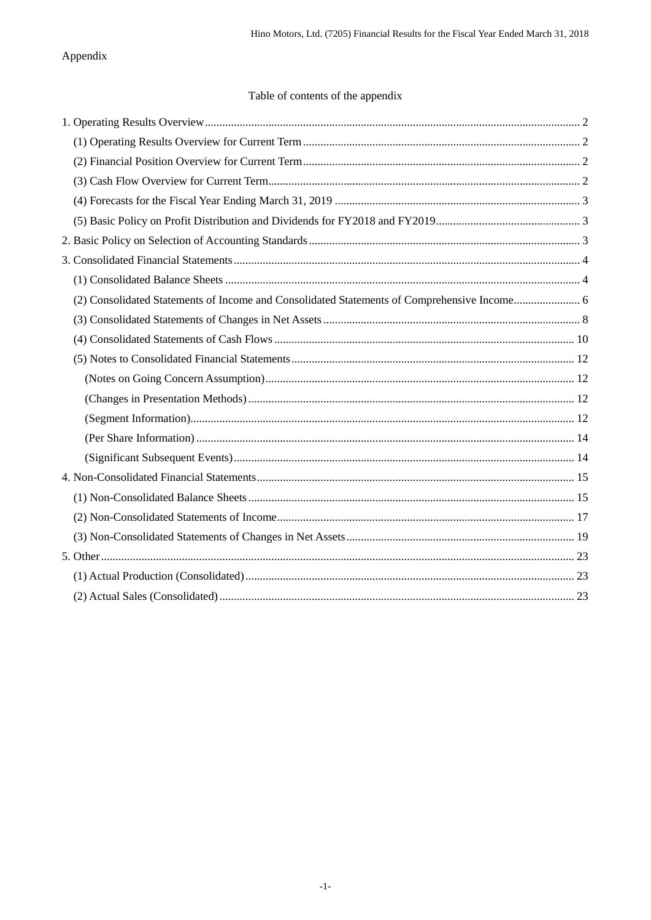Appendix

Table of contents of the appendix

1. Operating Results Overview ........................................ 2
   - (1) Operating Results Overview for Current Term ........................................ 2
   - (2) Financial Position Overview for Current Term ........................................ 2
   - (3) Cash Flow Overview for Current Term ........................................ 2
   - (4) Forecasts for the Fiscal Year Ending March 31, 2019 ........................................ 3
   - (5) Basic Policy on Profit Distribution and Dividends for FY2018 and FY2019 ........................................ 3
2. Basic Policy on Selection of Accounting Standards ........................................ 3
3. Consolidated Financial Statements ........................................ 4
   - (1) Consolidated Balance Sheets ........................................ 4
   - (2) Consolidated Statements of Income and Consolidated Statements of Comprehensive Income ........................................ 6
   - (3) Consolidated Statements of Changes in Net Assets ........................................ 8
   - (4) Consolidated Statements of Cash Flows ........................................ 10
   - (5) Notes to Consolidated Financial Statements ........................................ 12
     - (Notes on Going Concern Assumption) ........................................ 12
     - (Changes in Presentation Methods) ........................................ 12
     - (Segment Information) ........................................ 12
     - (Per Share Information) ........................................ 14
     - (Significant Subsequent Events) ........................................ 14
4. Non-Consolidated Financial Statements ........................................ 15
   - (1) Non-Consolidated Balance Sheets ........................................ 15
   - (2) Non-Consolidated Statements of Income ........................................ 17
   - (3) Non-Consolidated Statements of Changes in Net Assets ........................................ 19
5. Other ........................................ 23
   - (1) Actual Production (Consolidated) ........................................ 23
   - (2) Actual Sales (Consolidated) ........................................ 23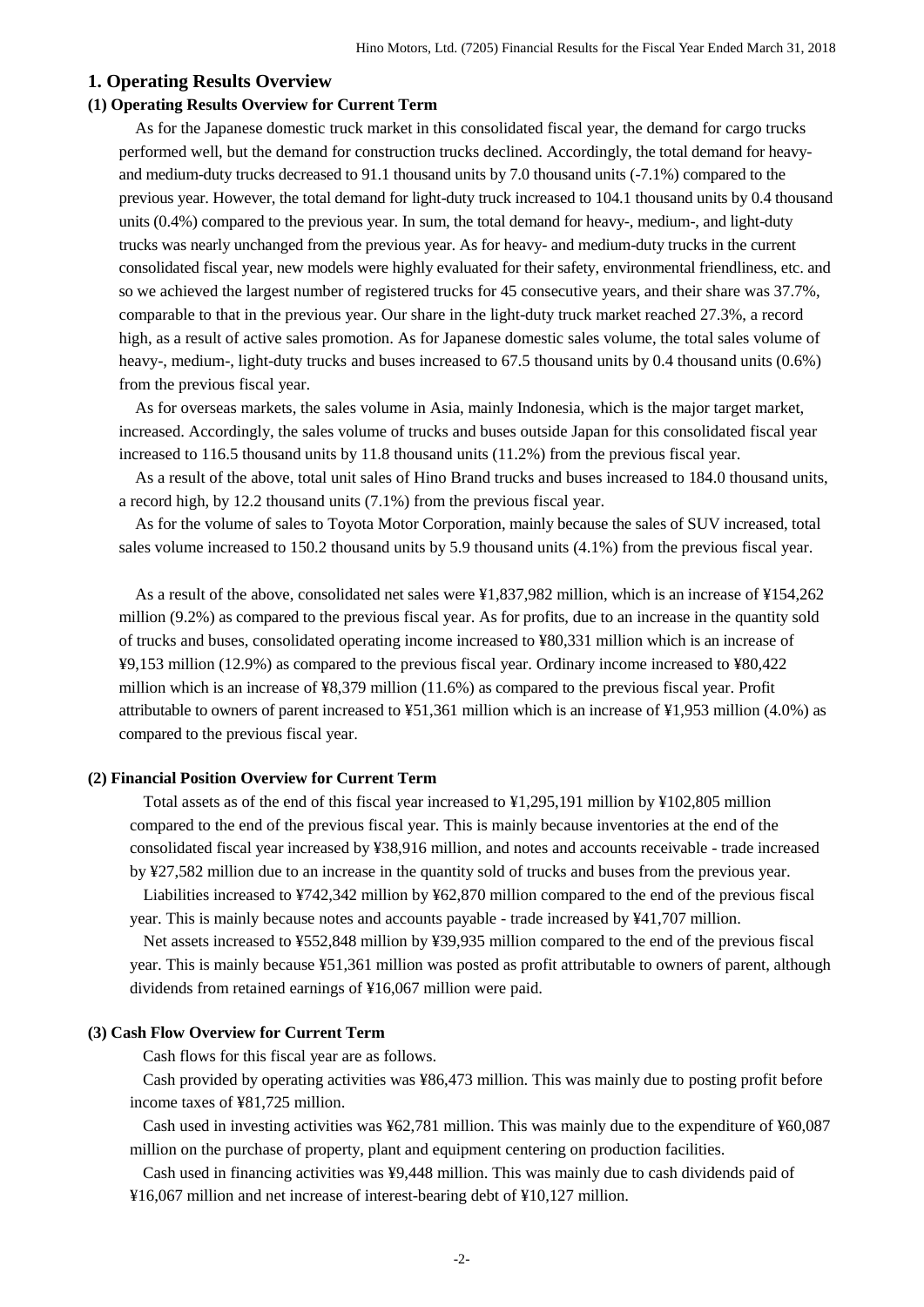## 1. Operating Results Overview

### (1) Operating Results Overview for Current Term

As for the Japanese domestic truck market in this consolidated fiscal year, the demand for cargo trucks performed well, but the demand for construction trucks declined. Accordingly, the total demand for heavy- and medium-duty trucks decreased to 91.1 thousand units by 7.0 thousand units (-7.1%) compared to the previous year. However, the total demand for light-duty truck increased to 104.1 thousand units by 0.4 thousand units (0.4%) compared to the previous year. In sum, the total demand for heavy-, medium-, and light-duty trucks was nearly unchanged from the previous year. As for heavy- and medium-duty trucks in the current consolidated fiscal year, new models were highly evaluated for their safety, environmental friendliness, etc. and so we achieved the largest number of registered trucks for 45 consecutive years, and their share was 37.7%, comparable to that in the previous year. Our share in the light-duty truck market reached 27.3%, a record high, as a result of active sales promotion. As for Japanese domestic sales volume, the total sales volume of heavy-, medium-, light-duty trucks and buses increased to 67.5 thousand units by 0.4 thousand units (0.6%) from the previous fiscal year.

As for overseas markets, the sales volume in Asia, mainly Indonesia, which is the major target market, increased. Accordingly, the sales volume of trucks and buses outside Japan for this consolidated fiscal year increased to 116.5 thousand units by 11.8 thousand units (11.2%) from the previous fiscal year.

As a result of the above, total unit sales of Hino Brand trucks and buses increased to 184.0 thousand units, a record high, by 12.2 thousand units (7.1%) from the previous fiscal year.

As for the volume of sales to Toyota Motor Corporation, mainly because the sales of SUV increased, total sales volume increased to 150.2 thousand units by 5.9 thousand units (4.1%) from the previous fiscal year.

As a result of the above, consolidated net sales were ¥1,837,982 million, which is an increase of ¥154,262 million (9.2%) as compared to the previous fiscal year. As for profits, due to an increase in the quantity sold of trucks and buses, consolidated operating income increased to ¥80,331 million which is an increase of ¥9,153 million (12.9%) as compared to the previous fiscal year. Ordinary income increased to ¥80,422 million which is an increase of ¥8,379 million (11.6%) as compared to the previous fiscal year. Profit attributable to owners of parent increased to ¥51,361 million which is an increase of ¥1,953 million (4.0%) as compared to the previous fiscal year.

### (2) Financial Position Overview for Current Term

Total assets as of the end of this fiscal year increased to ¥1,295,191 million by ¥102,805 million compared to the end of the previous fiscal year. This is mainly because inventories at the end of the consolidated fiscal year increased by ¥38,916 million, and notes and accounts receivable - trade increased by ¥27,582 million due to an increase in the quantity sold of trucks and buses from the previous year.

Liabilities increased to ¥742,342 million by ¥62,870 million compared to the end of the previous fiscal year. This is mainly because notes and accounts payable - trade increased by ¥41,707 million.

Net assets increased to ¥552,848 million by ¥39,935 million compared to the end of the previous fiscal year. This is mainly because ¥51,361 million was posted as profit attributable to owners of parent, although dividends from retained earnings of ¥16,067 million were paid.

### (3) Cash Flow Overview for Current Term

Cash flows for this fiscal year are as follows.

Cash provided by operating activities was ¥86,473 million. This was mainly due to posting profit before income taxes of ¥81,725 million.

Cash used in investing activities was ¥62,781 million. This was mainly due to the expenditure of ¥60,087 million on the purchase of property, plant and equipment centering on production facilities.

Cash used in financing activities was ¥9,448 million. This was mainly due to cash dividends paid of ¥16,067 million and net increase of interest-bearing debt of ¥10,127 million.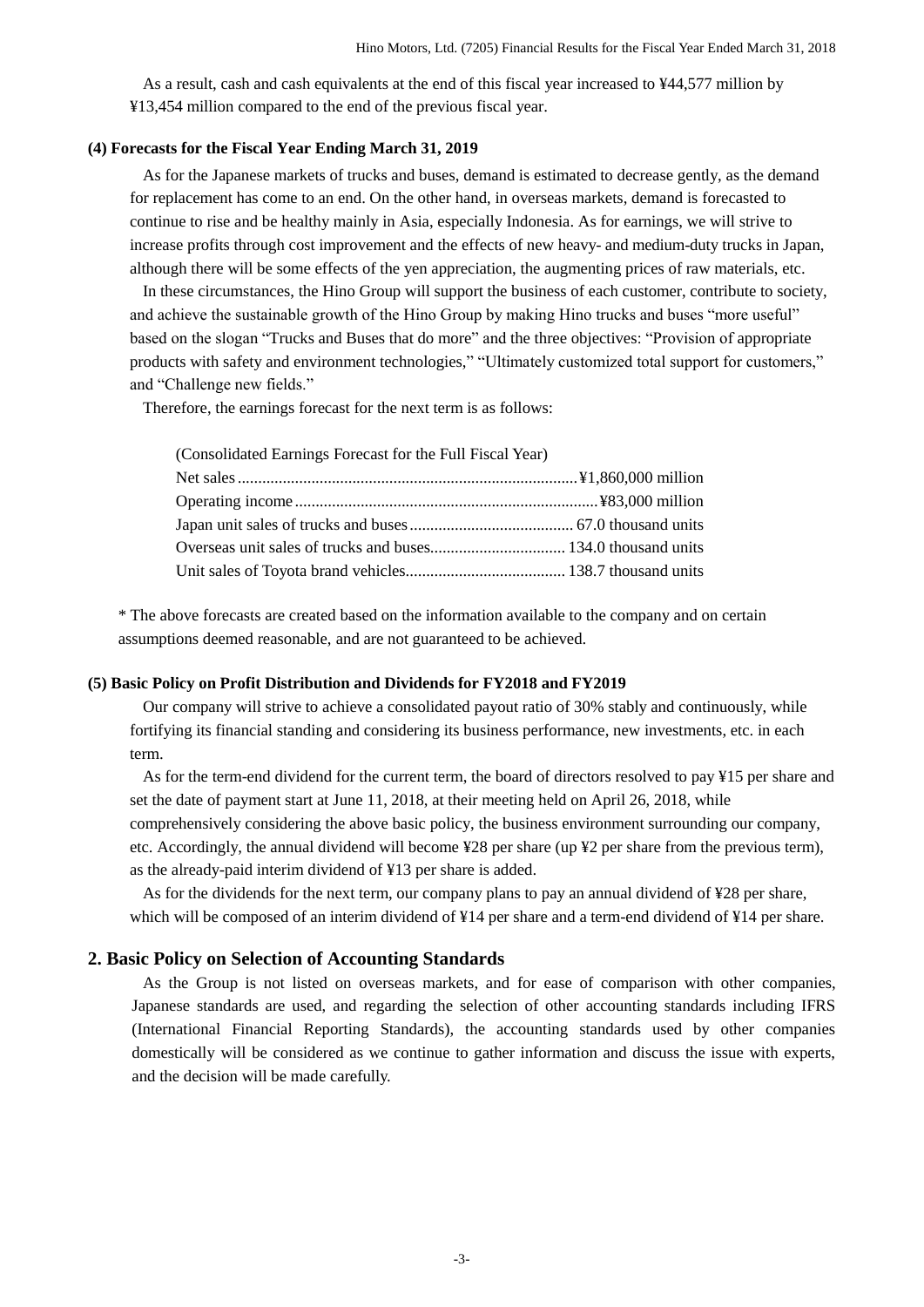As a result, cash and cash equivalents at the end of this fiscal year increased to ¥44,577 million by ¥13,454 million compared to the end of the previous fiscal year.

#### (4) Forecasts for the Fiscal Year Ending March 31, 2019

As for the Japanese markets of trucks and buses, demand is estimated to decrease gently, as the demand for replacement has come to an end. On the other hand, in overseas markets, demand is forecasted to continue to rise and be healthy mainly in Asia, especially Indonesia. As for earnings, we will strive to increase profits through cost improvement and the effects of new heavy- and medium-duty trucks in Japan, although there will be some effects of the yen appreciation, the augmenting prices of raw materials, etc.

In these circumstances, the Hino Group will support the business of each customer, contribute to society, and achieve the sustainable growth of the Hino Group by making Hino trucks and buses "more useful" based on the slogan "Trucks and Buses that do more" and the three objectives: "Provision of appropriate products with safety and environment technologies," "Ultimately customized total support for customers," and "Challenge new fields."

Therefore, the earnings forecast for the next term is as follows:

(Consolidated Earnings Forecast for the Full Fiscal Year)

| | |
|---|---|
| Net sales | ¥1,860,000 million |
| Operating income | ¥83,000 million |
| Japan unit sales of trucks and buses | 67.0 thousand units |
| Overseas unit sales of trucks and buses | 134.0 thousand units |
| Unit sales of Toyota brand vehicles | 138.7 thousand units |

* The above forecasts are created based on the information available to the company and on certain assumptions deemed reasonable, and are not guaranteed to be achieved.

#### (5) Basic Policy on Profit Distribution and Dividends for FY2018 and FY2019

Our company will strive to achieve a consolidated payout ratio of 30% stably and continuously, while fortifying its financial standing and considering its business performance, new investments, etc. in each term.

As for the term-end dividend for the current term, the board of directors resolved to pay ¥15 per share and set the date of payment start at June 11, 2018, at their meeting held on April 26, 2018, while comprehensively considering the above basic policy, the business environment surrounding our company, etc. Accordingly, the annual dividend will become ¥28 per share (up ¥2 per share from the previous term), as the already-paid interim dividend of ¥13 per share is added.

As for the dividends for the next term, our company plans to pay an annual dividend of ¥28 per share, which will be composed of an interim dividend of ¥14 per share and a term-end dividend of ¥14 per share.

### 2. Basic Policy on Selection of Accounting Standards

As the Group is not listed on overseas markets, and for ease of comparison with other companies, Japanese standards are used, and regarding the selection of other accounting standards including IFRS (International Financial Reporting Standards), the accounting standards used by other companies domestically will be considered as we continue to gather information and discuss the issue with experts, and the decision will be made carefully.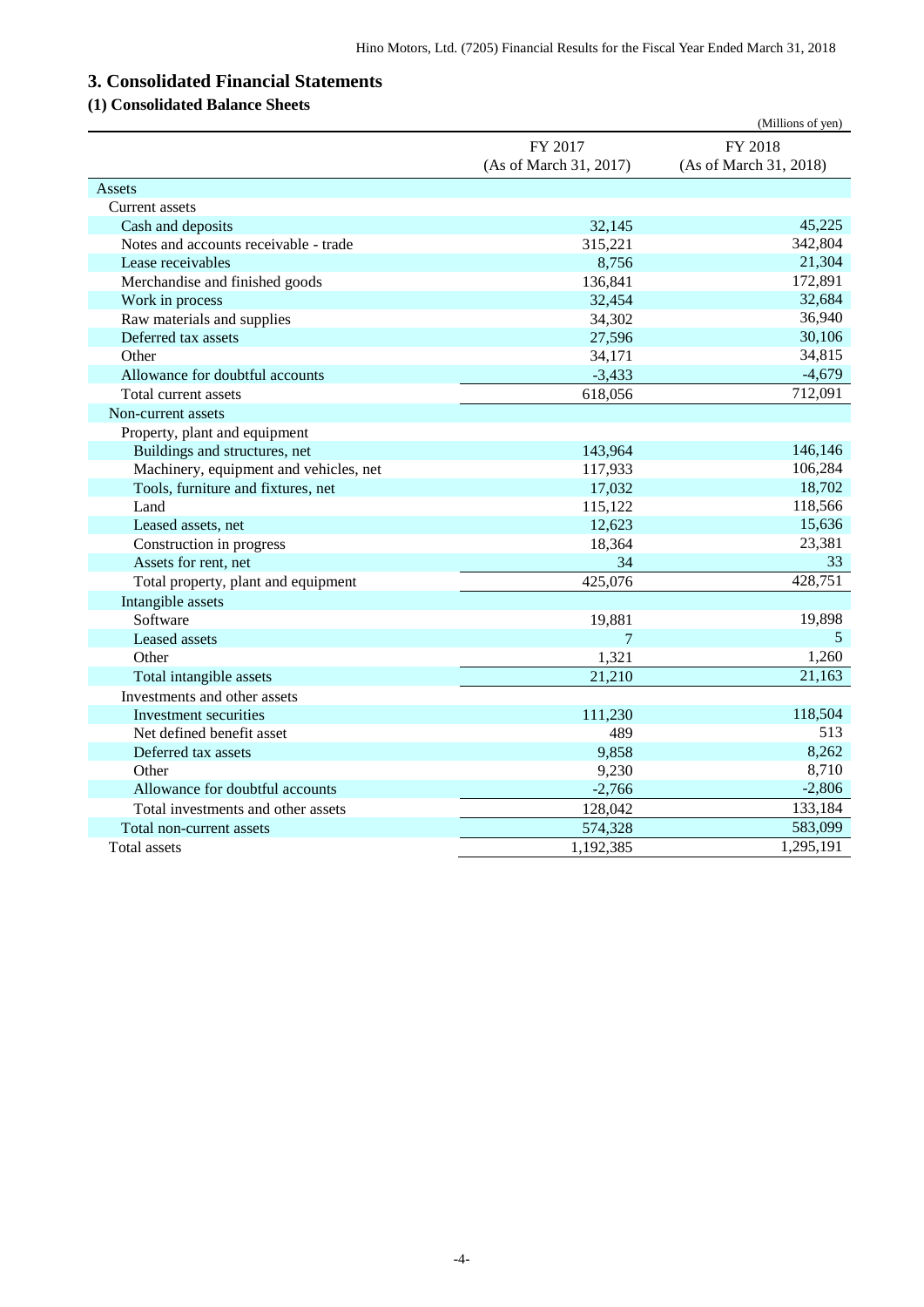## 3. Consolidated Financial Statements

### (1) Consolidated Balance Sheets

(Millions of yen)

| | FY 2017 (As of March 31, 2017) | FY 2018 (As of March 31, 2018) |
|---|---|---|
| Assets | | |
| Current assets | | |
| Cash and deposits | 32,145 | 45,225 |
| Notes and accounts receivable - trade | 315,221 | 342,804 |
| Lease receivables | 8,756 | 21,304 |
| Merchandise and finished goods | 136,841 | 172,891 |
| Work in process | 32,454 | 32,684 |
| Raw materials and supplies | 34,302 | 36,940 |
| Deferred tax assets | 27,596 | 30,106 |
| Other | 34,171 | 34,815 |
| Allowance for doubtful accounts | -3,433 | -4,679 |
| Total current assets | 618,056 | 712,091 |
| Non-current assets | | |
| Property, plant and equipment | | |
| Buildings and structures, net | 143,964 | 146,146 |
| Machinery, equipment and vehicles, net | 117,933 | 106,284 |
| Tools, furniture and fixtures, net | 17,032 | 18,702 |
| Land | 115,122 | 118,566 |
| Leased assets, net | 12,623 | 15,636 |
| Construction in progress | 18,364 | 23,381 |
| Assets for rent, net | 34 | 33 |
| Total property, plant and equipment | 425,076 | 428,751 |
| Intangible assets | | |
| Software | 19,881 | 19,898 |
| Leased assets | 7 | 5 |
| Other | 1,321 | 1,260 |
| Total intangible assets | 21,210 | 21,163 |
| Investments and other assets | | |
| Investment securities | 111,230 | 118,504 |
| Net defined benefit asset | 489 | 513 |
| Deferred tax assets | 9,858 | 8,262 |
| Other | 9,230 | 8,710 |
| Allowance for doubtful accounts | -2,766 | -2,806 |
| Total investments and other assets | 128,042 | 133,184 |
| Total non-current assets | 574,328 | 583,099 |
| Total assets | 1,192,385 | 1,295,191 |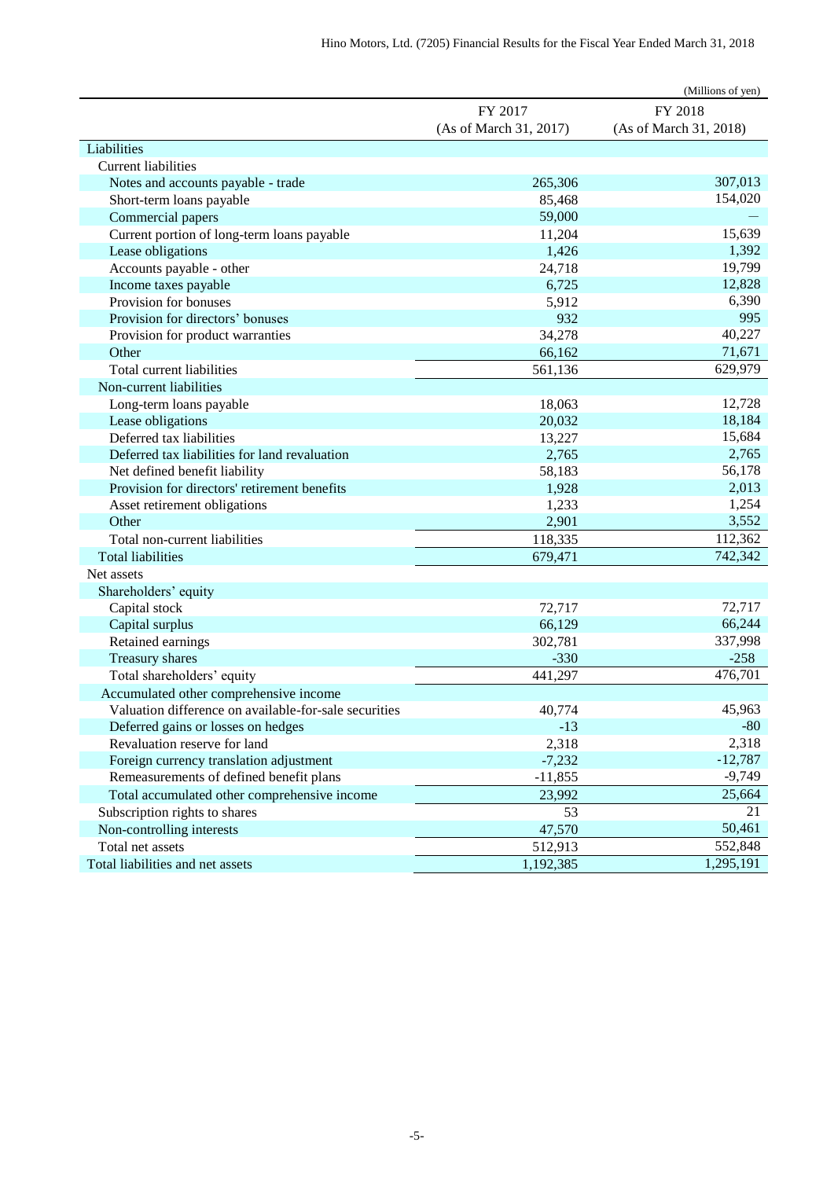(Millions of yen)

| | FY 2017 (As of March 31, 2017) | FY 2018 (As of March 31, 2018) |
|---|---|---|
| Liabilities | | |
| Current liabilities | | |
| Notes and accounts payable - trade | 265,306 | 307,013 |
| Short-term loans payable | 85,468 | 154,020 |
| Commercial papers | 59,000 | — |
| Current portion of long-term loans payable | 11,204 | 15,639 |
| Lease obligations | 1,426 | 1,392 |
| Accounts payable - other | 24,718 | 19,799 |
| Income taxes payable | 6,725 | 12,828 |
| Provision for bonuses | 5,912 | 6,390 |
| Provision for directors' bonuses | 932 | 995 |
| Provision for product warranties | 34,278 | 40,227 |
| Other | 66,162 | 71,671 |
| Total current liabilities | 561,136 | 629,979 |
| Non-current liabilities | | |
| Long-term loans payable | 18,063 | 12,728 |
| Lease obligations | 20,032 | 18,184 |
| Deferred tax liabilities | 13,227 | 15,684 |
| Deferred tax liabilities for land revaluation | 2,765 | 2,765 |
| Net defined benefit liability | 58,183 | 56,178 |
| Provision for directors' retirement benefits | 1,928 | 2,013 |
| Asset retirement obligations | 1,233 | 1,254 |
| Other | 2,901 | 3,552 |
| Total non-current liabilities | 118,335 | 112,362 |
| Total liabilities | 679,471 | 742,342 |
| Net assets | | |
| Shareholders' equity | | |
| Capital stock | 72,717 | 72,717 |
| Capital surplus | 66,129 | 66,244 |
| Retained earnings | 302,781 | 337,998 |
| Treasury shares | -330 | -258 |
| Total shareholders' equity | 441,297 | 476,701 |
| Accumulated other comprehensive income | | |
| Valuation difference on available-for-sale securities | 40,774 | 45,963 |
| Deferred gains or losses on hedges | -13 | -80 |
| Revaluation reserve for land | 2,318 | 2,318 |
| Foreign currency translation adjustment | -7,232 | -12,787 |
| Remeasurements of defined benefit plans | -11,855 | -9,749 |
| Total accumulated other comprehensive income | 23,992 | 25,664 |
| Subscription rights to shares | 53 | 21 |
| Non-controlling interests | 47,570 | 50,461 |
| Total net assets | 512,913 | 552,848 |
| Total liabilities and net assets | 1,192,385 | 1,295,191 |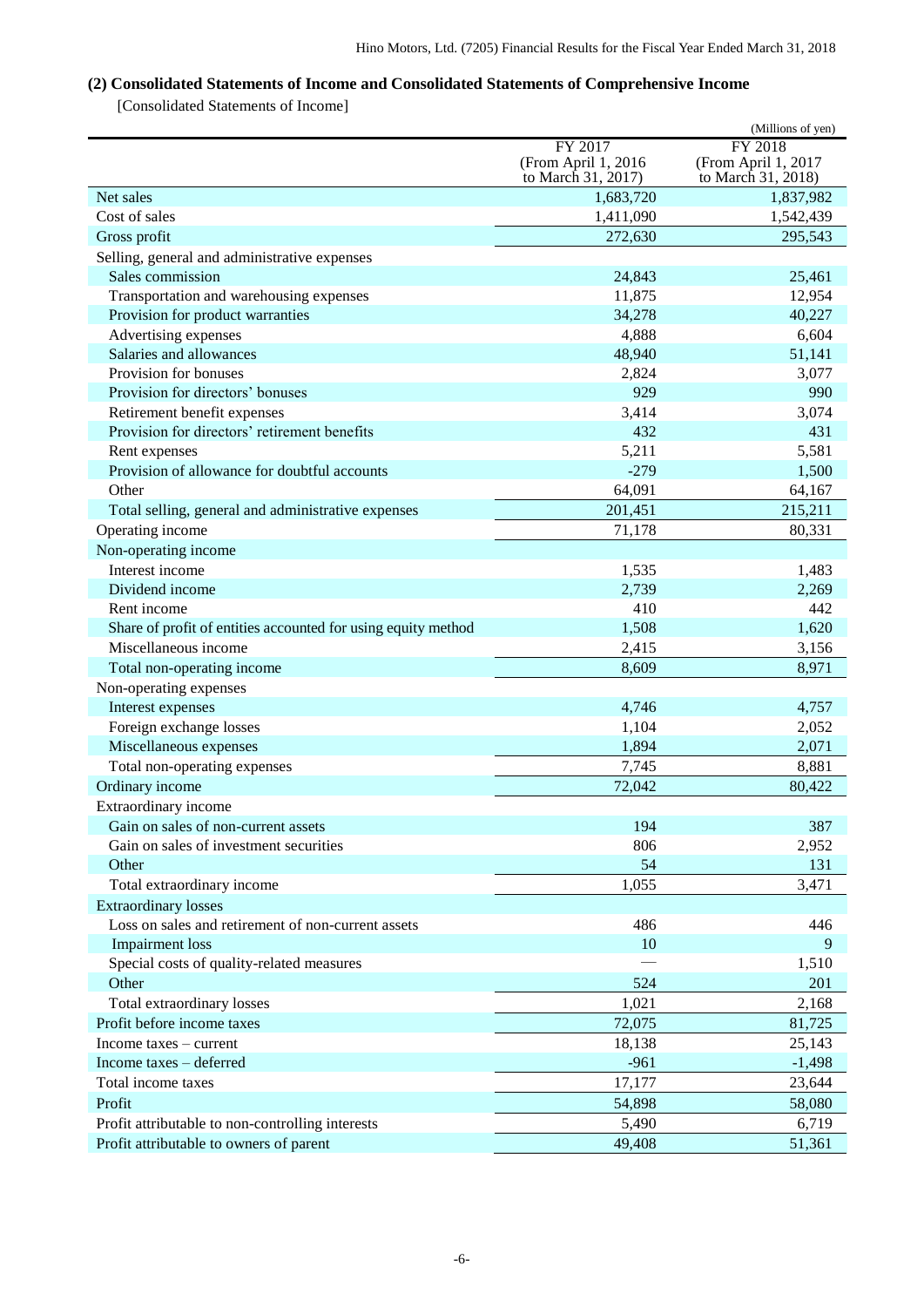## (2) Consolidated Statements of Income and Consolidated Statements of Comprehensive Income

[Consolidated Statements of Income]

(Millions of yen)

| | FY 2017 (From April 1, 2016 to March 31, 2017) | FY 2018 (From April 1, 2017 to March 31, 2018) |
|---|---|---|
| Net sales | 1,683,720 | 1,837,982 |
| Cost of sales | 1,411,090 | 1,542,439 |
| Gross profit | 272,630 | 295,543 |
| Selling, general and administrative expenses | | |
| Sales commission | 24,843 | 25,461 |
| Transportation and warehousing expenses | 11,875 | 12,954 |
| Provision for product warranties | 34,278 | 40,227 |
| Advertising expenses | 4,888 | 6,604 |
| Salaries and allowances | 48,940 | 51,141 |
| Provision for bonuses | 2,824 | 3,077 |
| Provision for directors' bonuses | 929 | 990 |
| Retirement benefit expenses | 3,414 | 3,074 |
| Provision for directors' retirement benefits | 432 | 431 |
| Rent expenses | 5,211 | 5,581 |
| Provision of allowance for doubtful accounts | -279 | 1,500 |
| Other | 64,091 | 64,167 |
| Total selling, general and administrative expenses | 201,451 | 215,211 |
| Operating income | 71,178 | 80,331 |
| Non-operating income | | |
| Interest income | 1,535 | 1,483 |
| Dividend income | 2,739 | 2,269 |
| Rent income | 410 | 442 |
| Share of profit of entities accounted for using equity method | 1,508 | 1,620 |
| Miscellaneous income | 2,415 | 3,156 |
| Total non-operating income | 8,609 | 8,971 |
| Non-operating expenses | | |
| Interest expenses | 4,746 | 4,757 |
| Foreign exchange losses | 1,104 | 2,052 |
| Miscellaneous expenses | 1,894 | 2,071 |
| Total non-operating expenses | 7,745 | 8,881 |
| Ordinary income | 72,042 | 80,422 |
| Extraordinary income | | |
| Gain on sales of non-current assets | 194 | 387 |
| Gain on sales of investment securities | 806 | 2,952 |
| Other | 54 | 131 |
| Total extraordinary income | 1,055 | 3,471 |
| Extraordinary losses | | |
| Loss on sales and retirement of non-current assets | 486 | 446 |
| Impairment loss | 10 | 9 |
| Special costs of quality-related measures | — | 1,510 |
| Other | 524 | 201 |
| Total extraordinary losses | 1,021 | 2,168 |
| Profit before income taxes | 72,075 | 81,725 |
| Income taxes – current | 18,138 | 25,143 |
| Income taxes – deferred | -961 | -1,498 |
| Total income taxes | 17,177 | 23,644 |
| Profit | 54,898 | 58,080 |
| Profit attributable to non-controlling interests | 5,490 | 6,719 |
| Profit attributable to owners of parent | 49,408 | 51,361 |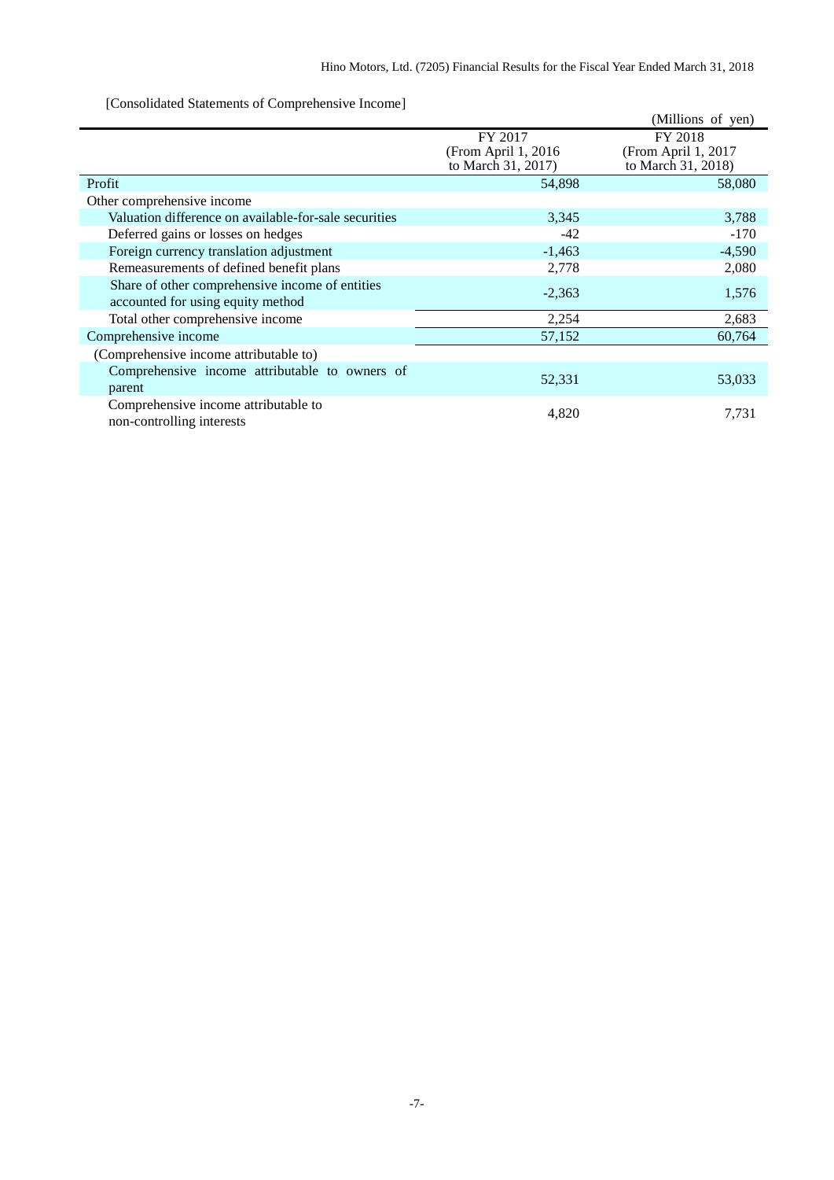[Consolidated Statements of Comprehensive Income]

(Millions of yen)

| | FY 2017 (From April 1, 2016 to March 31, 2017) | FY 2018 (From April 1, 2017 to March 31, 2018) |
|---|---|---|
| Profit | 54,898 | 58,080 |
| Other comprehensive income | | |
| Valuation difference on available-for-sale securities | 3,345 | 3,788 |
| Deferred gains or losses on hedges | -42 | -170 |
| Foreign currency translation adjustment | -1,463 | -4,590 |
| Remeasurements of defined benefit plans | 2,778 | 2,080 |
| Share of other comprehensive income of entities accounted for using equity method | -2,363 | 1,576 |
| Total other comprehensive income | 2,254 | 2,683 |
| Comprehensive income | 57,152 | 60,764 |
| (Comprehensive income attributable to) | | |
| Comprehensive income attributable to owners of parent | 52,331 | 53,033 |
| Comprehensive income attributable to non-controlling interests | 4,820 | 7,731 |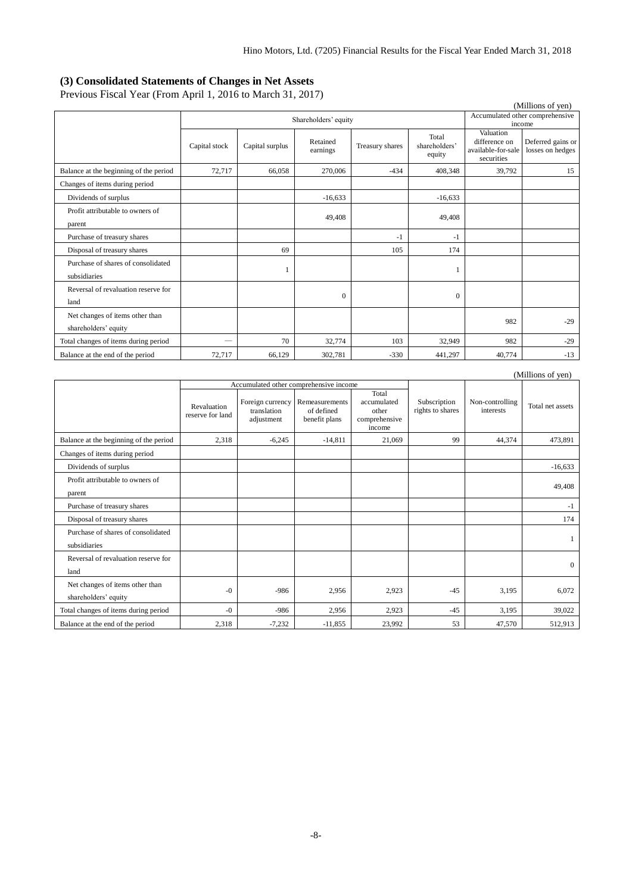### (3) Consolidated Statements of Changes in Net Assets

Previous Fiscal Year (From April 1, 2016 to March 31, 2017)

(Millions of yen)

| | Shareholders' equity | | | | | Accumulated other comprehensive income | |
|---|---|---|---|---|---|---|---|
| | Capital stock | Capital surplus | Retained earnings | Treasury shares | Total shareholders' equity | Valuation difference on available-for-sale securities | Deferred gains or losses on hedges |
| Balance at the beginning of the period | 72,717 | 66,058 | 270,006 | -434 | 408,348 | 39,792 | 15 |
| Changes of items during period | | | | | | | |
| Dividends of surplus | | | -16,633 | | -16,633 | | |
| Profit attributable to owners of parent | | | 49,408 | | 49,408 | | |
| Purchase of treasury shares | | | | -1 | -1 | | |
| Disposal of treasury shares | | 69 | | 105 | 174 | | |
| Purchase of shares of consolidated subsidiaries | | 1 | | | 1 | | |
| Reversal of revaluation reserve for land | | | 0 | | 0 | | |
| Net changes of items other than shareholders' equity | | | | | | 982 | -29 |
| Total changes of items during period | — | 70 | 32,774 | 103 | 32,949 | 982 | -29 |
| Balance at the end of the period | 72,717 | 66,129 | 302,781 | -330 | 441,297 | 40,774 | -13 |

(Millions of yen)

| | Accumulated other comprehensive income | | | | Subscription rights to shares | Non-controlling interests | Total net assets |
|---|---|---|---|---|---|---|---|
| | Revaluation reserve for land | Foreign currency translation adjustment | Remeasurements of defined benefit plans | Total accumulated other comprehensive income | | | |
| Balance at the beginning of the period | 2,318 | -6,245 | -14,811 | 21,069 | 99 | 44,374 | 473,891 |
| Changes of items during period | | | | | | | |
| Dividends of surplus | | | | | | | -16,633 |
| Profit attributable to owners of parent | | | | | | | 49,408 |
| Purchase of treasury shares | | | | | | | -1 |
| Disposal of treasury shares | | | | | | | 174 |
| Purchase of shares of consolidated subsidiaries | | | | | | | 1 |
| Reversal of revaluation reserve for land | | | | | | | 0 |
| Net changes of items other than shareholders' equity | -0 | -986 | 2,956 | 2,923 | -45 | 3,195 | 6,072 |
| Total changes of items during period | -0 | -986 | 2,956 | 2,923 | -45 | 3,195 | 39,022 |
| Balance at the end of the period | 2,318 | -7,232 | -11,855 | 23,992 | 53 | 47,570 | 512,913 |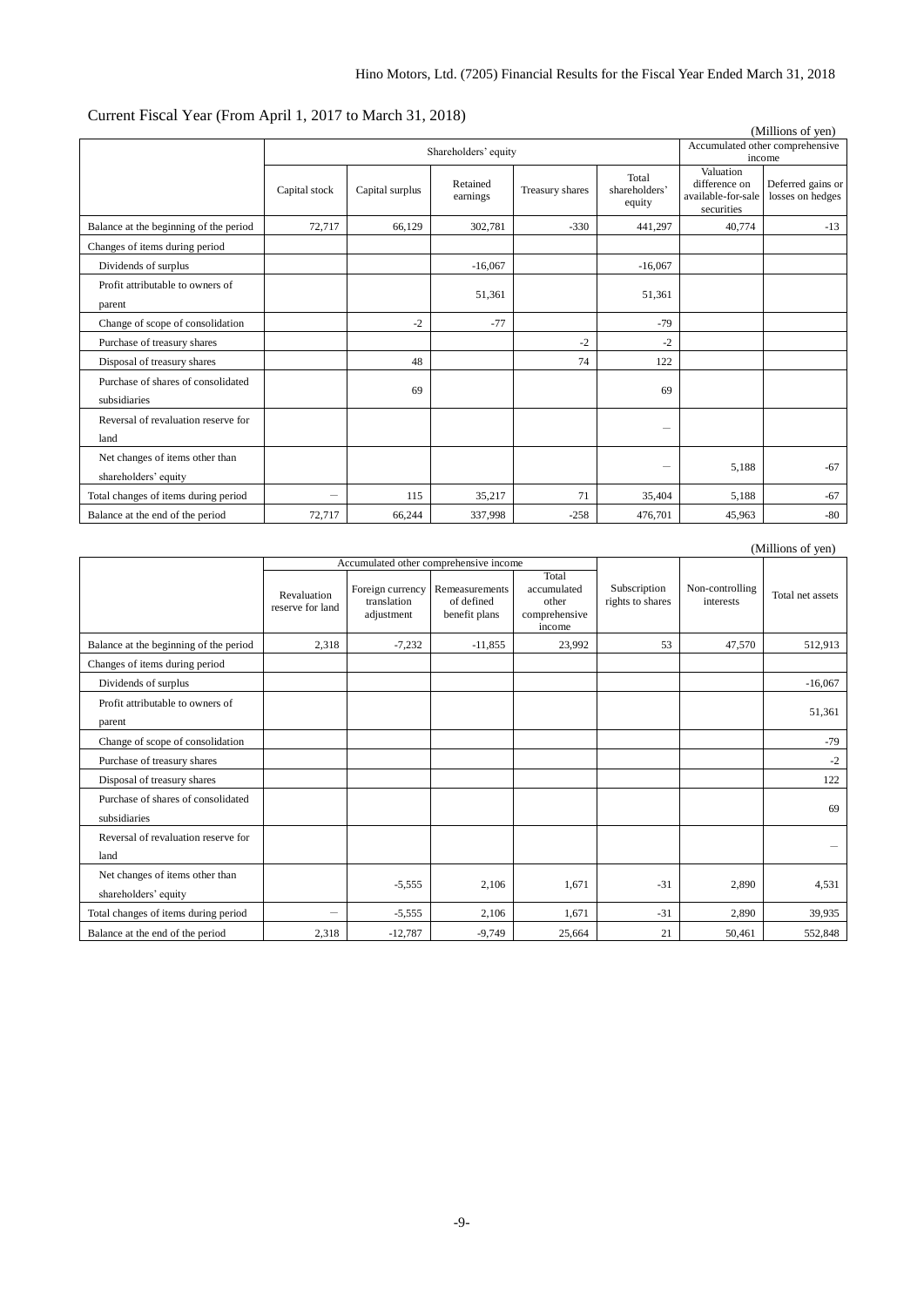Current Fiscal Year (From April 1, 2017 to March 31, 2018)

(Millions of yen)

| | Shareholders' equity | | | | | Accumulated other comprehensive income | |
|---|---|---|---|---|---|---|---|
| | Capital stock | Capital surplus | Retained earnings | Treasury shares | Total shareholders' equity | Valuation difference on available-for-sale securities | Deferred gains or losses on hedges |
| Balance at the beginning of the period | 72,717 | 66,129 | 302,781 | -330 | 441,297 | 40,774 | -13 |
| Changes of items during period | | | | | | | |
| Dividends of surplus | | | -16,067 | | -16,067 | | |
| Profit attributable to owners of parent | | | 51,361 | | 51,361 | | |
| Change of scope of consolidation | | -2 | -77 | | -79 | | |
| Purchase of treasury shares | | | | -2 | -2 | | |
| Disposal of treasury shares | | 48 | | 74 | 122 | | |
| Purchase of shares of consolidated subsidiaries | | 69 | | | 69 | | |
| Reversal of revaluation reserve for land | | | | | － | | |
| Net changes of items other than shareholders' equity | | | | | － | 5,188 | -67 |
| Total changes of items during period | － | 115 | 35,217 | 71 | 35,404 | 5,188 | -67 |
| Balance at the end of the period | 72,717 | 66,244 | 337,998 | -258 | 476,701 | 45,963 | -80 |

(Millions of yen)

| | Accumulated other comprehensive income | | | | Subscription rights to shares | Non-controlling interests | Total net assets |
|---|---|---|---|---|---|---|---|
| | Revaluation reserve for land | Foreign currency translation adjustment | Remeasurements of defined benefit plans | Total accumulated other comprehensive income | | | |
| Balance at the beginning of the period | 2,318 | -7,232 | -11,855 | 23,992 | 53 | 47,570 | 512,913 |
| Changes of items during period | | | | | | | |
| Dividends of surplus | | | | | | | -16,067 |
| Profit attributable to owners of parent | | | | | | | 51,361 |
| Change of scope of consolidation | | | | | | | -79 |
| Purchase of treasury shares | | | | | | | -2 |
| Disposal of treasury shares | | | | | | | 122 |
| Purchase of shares of consolidated subsidiaries | | | | | | | 69 |
| Reversal of revaluation reserve for land | | | | | | | － |
| Net changes of items other than shareholders' equity | | -5,555 | 2,106 | 1,671 | -31 | 2,890 | 4,531 |
| Total changes of items during period | － | -5,555 | 2,106 | 1,671 | -31 | 2,890 | 39,935 |
| Balance at the end of the period | 2,318 | -12,787 | -9,749 | 25,664 | 21 | 50,461 | 552,848 |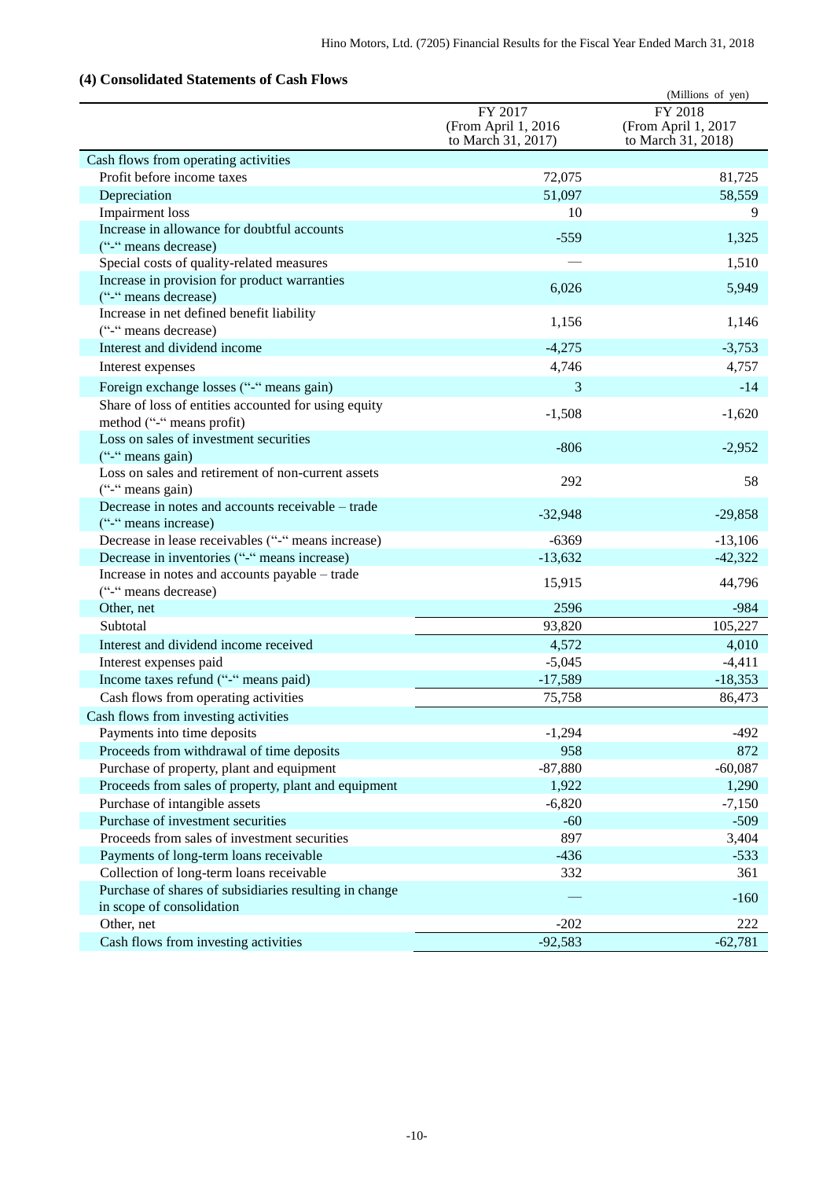## (4) Consolidated Statements of Cash Flows

(Millions of yen)

| | FY 2017 (From April 1, 2016 to March 31, 2017) | FY 2018 (From April 1, 2017 to March 31, 2018) |
|---|---|---|
| Cash flows from operating activities | | |
| Profit before income taxes | 72,075 | 81,725 |
| Depreciation | 51,097 | 58,559 |
| Impairment loss | 10 | 9 |
| Increase in allowance for doubtful accounts ("-" means decrease) | -559 | 1,325 |
| Special costs of quality-related measures | — | 1,510 |
| Increase in provision for product warranties ("-" means decrease) | 6,026 | 5,949 |
| Increase in net defined benefit liability ("-" means decrease) | 1,156 | 1,146 |
| Interest and dividend income | -4,275 | -3,753 |
| Interest expenses | 4,746 | 4,757 |
| Foreign exchange losses ("-" means gain) | 3 | -14 |
| Share of loss of entities accounted for using equity method ("-" means profit) | -1,508 | -1,620 |
| Loss on sales of investment securities ("-" means gain) | -806 | -2,952 |
| Loss on sales and retirement of non-current assets ("-" means gain) | 292 | 58 |
| Decrease in notes and accounts receivable – trade ("-" means increase) | -32,948 | -29,858 |
| Decrease in lease receivables ("-" means increase) | -6369 | -13,106 |
| Decrease in inventories ("-" means increase) | -13,632 | -42,322 |
| Increase in notes and accounts payable – trade ("-" means decrease) | 15,915 | 44,796 |
| Other, net | 2596 | -984 |
| Subtotal | 93,820 | 105,227 |
| Interest and dividend income received | 4,572 | 4,010 |
| Interest expenses paid | -5,045 | -4,411 |
| Income taxes refund ("-" means paid) | -17,589 | -18,353 |
| Cash flows from operating activities | 75,758 | 86,473 |
| Cash flows from investing activities | | |
| Payments into time deposits | -1,294 | -492 |
| Proceeds from withdrawal of time deposits | 958 | 872 |
| Purchase of property, plant and equipment | -87,880 | -60,087 |
| Proceeds from sales of property, plant and equipment | 1,922 | 1,290 |
| Purchase of intangible assets | -6,820 | -7,150 |
| Purchase of investment securities | -60 | -509 |
| Proceeds from sales of investment securities | 897 | 3,404 |
| Payments of long-term loans receivable | -436 | -533 |
| Collection of long-term loans receivable | 332 | 361 |
| Purchase of shares of subsidiaries resulting in change in scope of consolidation | — | -160 |
| Other, net | -202 | 222 |
| Cash flows from investing activities | -92,583 | -62,781 |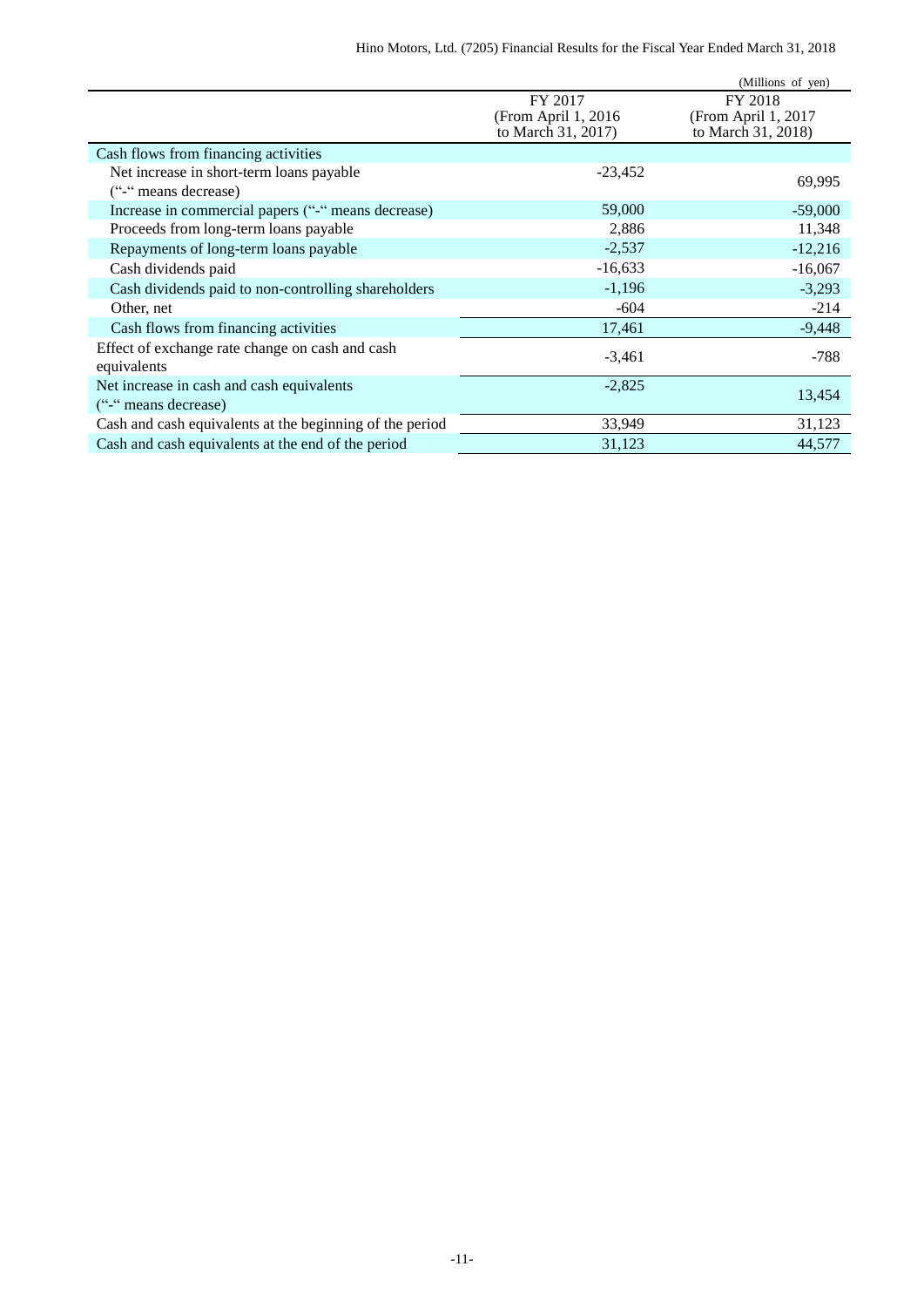(Millions of yen)

| | FY 2017 (From April 1, 2016 to March 31, 2017) | FY 2018 (From April 1, 2017 to March 31, 2018) |
|---|---|---|
| Cash flows from financing activities | | |
| Net increase in short-term loans payable ("-" means decrease) | -23,452 | 69,995 |
| Increase in commercial papers ("-" means decrease) | 59,000 | -59,000 |
| Proceeds from long-term loans payable | 2,886 | 11,348 |
| Repayments of long-term loans payable | -2,537 | -12,216 |
| Cash dividends paid | -16,633 | -16,067 |
| Cash dividends paid to non-controlling shareholders | -1,196 | -3,293 |
| Other, net | -604 | -214 |
| Cash flows from financing activities | 17,461 | -9,448 |
| Effect of exchange rate change on cash and cash equivalents | -3,461 | -788 |
| Net increase in cash and cash equivalents ("-" means decrease) | -2,825 | 13,454 |
| Cash and cash equivalents at the beginning of the period | 33,949 | 31,123 |
| Cash and cash equivalents at the end of the period | 31,123 | 44,577 |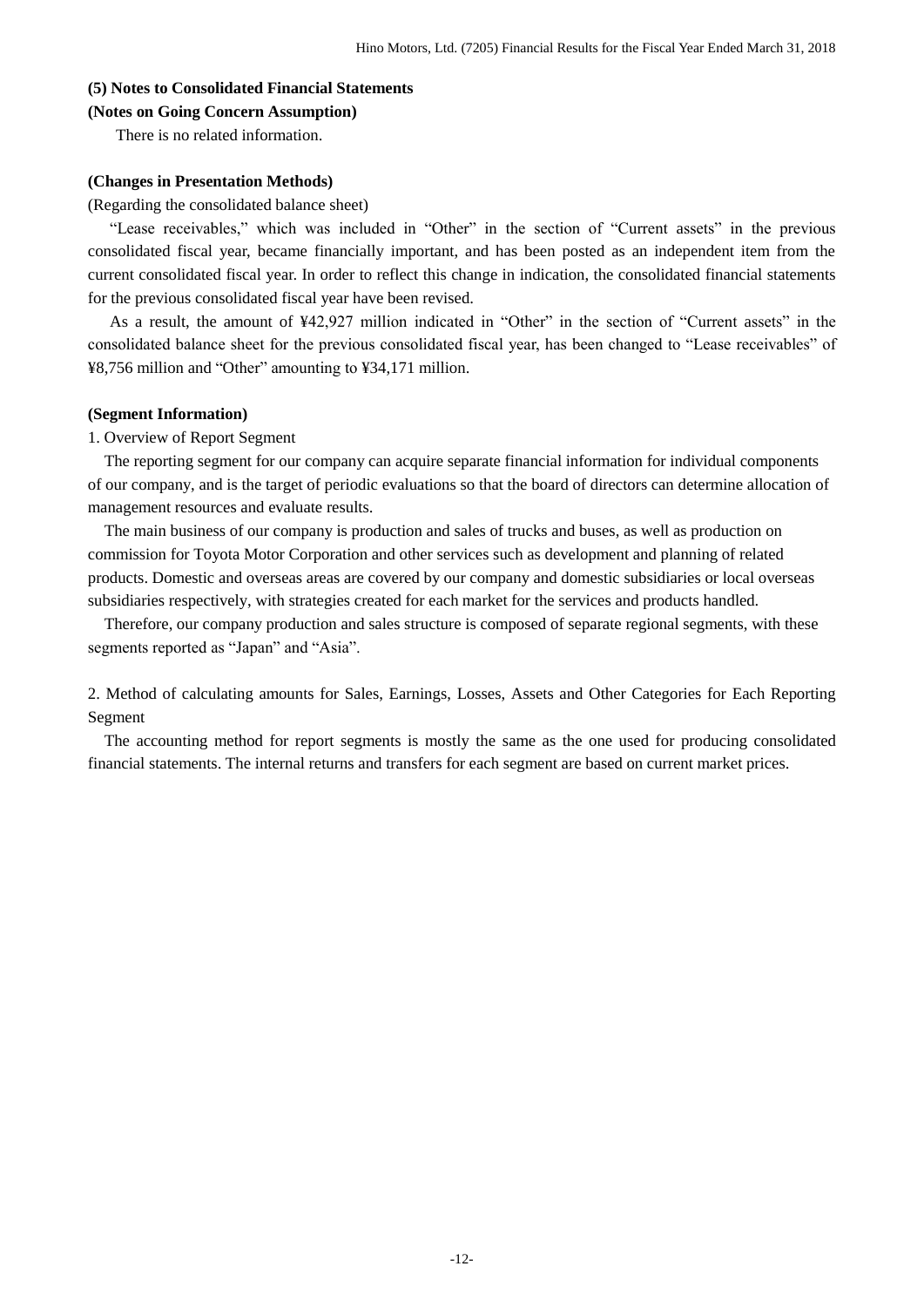### (5) Notes to Consolidated Financial Statements

**(Notes on Going Concern Assumption)**

There is no related information.

**(Changes in Presentation Methods)**

(Regarding the consolidated balance sheet)

"Lease receivables," which was included in "Other" in the section of "Current assets" in the previous consolidated fiscal year, became financially important, and has been posted as an independent item from the current consolidated fiscal year. In order to reflect this change in indication, the consolidated financial statements for the previous consolidated fiscal year have been revised.

As a result, the amount of ¥42,927 million indicated in "Other" in the section of "Current assets" in the consolidated balance sheet for the previous consolidated fiscal year, has been changed to "Lease receivables" of ¥8,756 million and "Other" amounting to ¥34,171 million.

**(Segment Information)**

1. Overview of Report Segment

The reporting segment for our company can acquire separate financial information for individual components of our company, and is the target of periodic evaluations so that the board of directors can determine allocation of management resources and evaluate results.

The main business of our company is production and sales of trucks and buses, as well as production on commission for Toyota Motor Corporation and other services such as development and planning of related products. Domestic and overseas areas are covered by our company and domestic subsidiaries or local overseas subsidiaries respectively, with strategies created for each market for the services and products handled.

Therefore, our company production and sales structure is composed of separate regional segments, with these segments reported as "Japan" and "Asia".

2. Method of calculating amounts for Sales, Earnings, Losses, Assets and Other Categories for Each Reporting Segment

The accounting method for report segments is mostly the same as the one used for producing consolidated financial statements. The internal returns and transfers for each segment are based on current market prices.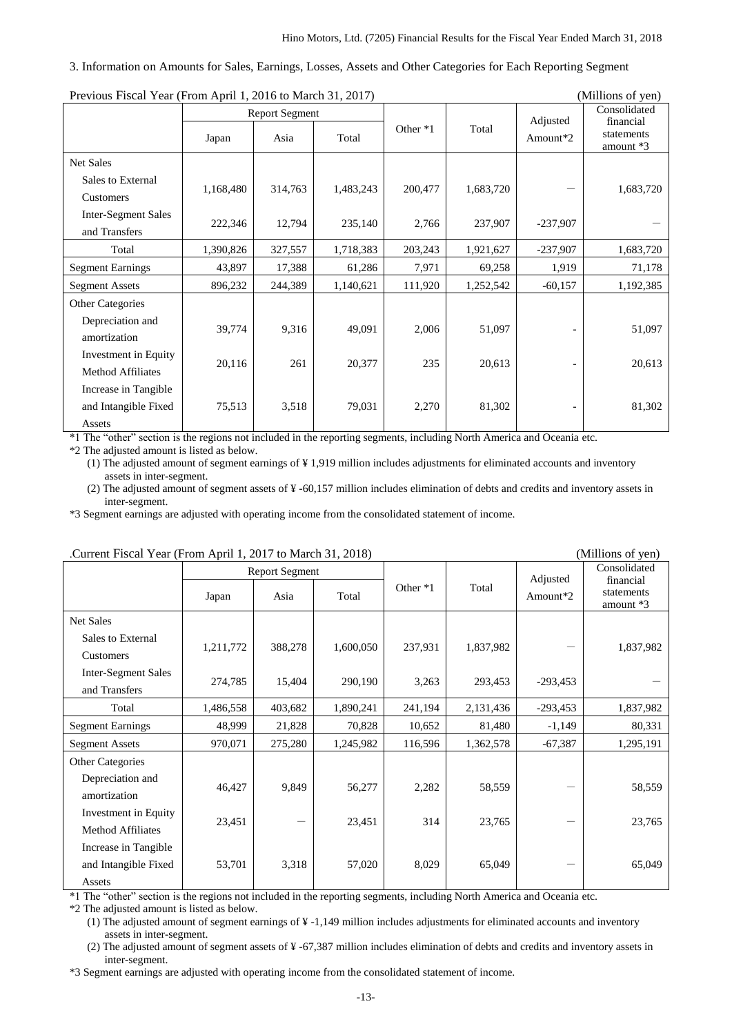3. Information on Amounts for Sales, Earnings, Losses, Assets and Other Categories for Each Reporting Segment

Previous Fiscal Year (From April 1, 2016 to March 31, 2017) (Millions of yen)

| | Report Segment | | | Other *1 | Total | Adjusted Amount*2 | Consolidated financial statements amount *3 |
|---|---|---|---|---|---|---|---|
| | Japan | Asia | Total | | | | |
| Net Sales | | | | | | | |
| Sales to External Customers | 1,168,480 | 314,763 | 1,483,243 | 200,477 | 1,683,720 | — | 1,683,720 |
| Inter-Segment Sales and Transfers | 222,346 | 12,794 | 235,140 | 2,766 | 237,907 | -237,907 | — |
| Total | 1,390,826 | 327,557 | 1,718,383 | 203,243 | 1,921,627 | -237,907 | 1,683,720 |
| Segment Earnings | 43,897 | 17,388 | 61,286 | 7,971 | 69,258 | 1,919 | 71,178 |
| Segment Assets | 896,232 | 244,389 | 1,140,621 | 111,920 | 1,252,542 | -60,157 | 1,192,385 |
| Other Categories | | | | | | | |
| Depreciation and amortization | 39,774 | 9,316 | 49,091 | 2,006 | 51,097 | - | 51,097 |
| Investment in Equity Method Affiliates | 20,116 | 261 | 20,377 | 235 | 20,613 | - | 20,613 |
| Increase in Tangible and Intangible Fixed Assets | 75,513 | 3,518 | 79,031 | 2,270 | 81,302 | - | 81,302 |

*1 The "other" section is the regions not included in the reporting segments, including North America and Oceania etc.

*2 The adjusted amount is listed as below.

(1) The adjusted amount of segment earnings of ¥ 1,919 million includes adjustments for eliminated accounts and inventory assets in inter-segment.

(2) The adjusted amount of segment assets of ¥ -60,157 million includes elimination of debts and credits and inventory assets in inter-segment.

*3 Segment earnings are adjusted with operating income from the consolidated statement of income.

.Current Fiscal Year (From April 1, 2017 to March 31, 2018) (Millions of yen)

| | Report Segment | | | Other *1 | Total | Adjusted Amount*2 | Consolidated financial statements amount *3 |
|---|---|---|---|---|---|---|---|
| | Japan | Asia | Total | | | | |
| Net Sales | | | | | | | |
| Sales to External Customers | 1,211,772 | 388,278 | 1,600,050 | 237,931 | 1,837,982 | — | 1,837,982 |
| Inter-Segment Sales and Transfers | 274,785 | 15,404 | 290,190 | 3,263 | 293,453 | -293,453 | — |
| Total | 1,486,558 | 403,682 | 1,890,241 | 241,194 | 2,131,436 | -293,453 | 1,837,982 |
| Segment Earnings | 48,999 | 21,828 | 70,828 | 10,652 | 81,480 | -1,149 | 80,331 |
| Segment Assets | 970,071 | 275,280 | 1,245,982 | 116,596 | 1,362,578 | -67,387 | 1,295,191 |
| Other Categories | | | | | | | |
| Depreciation and amortization | 46,427 | 9,849 | 56,277 | 2,282 | 58,559 | — | 58,559 |
| Investment in Equity Method Affiliates | 23,451 | — | 23,451 | 314 | 23,765 | — | 23,765 |
| Increase in Tangible and Intangible Fixed Assets | 53,701 | 3,318 | 57,020 | 8,029 | 65,049 | — | 65,049 |

*1 The "other" section is the regions not included in the reporting segments, including North America and Oceania etc.

*2 The adjusted amount is listed as below.

(1) The adjusted amount of segment earnings of ¥ -1,149 million includes adjustments for eliminated accounts and inventory assets in inter-segment.

(2) The adjusted amount of segment assets of ¥ -67,387 million includes elimination of debts and credits and inventory assets in inter-segment.

*3 Segment earnings are adjusted with operating income from the consolidated statement of income.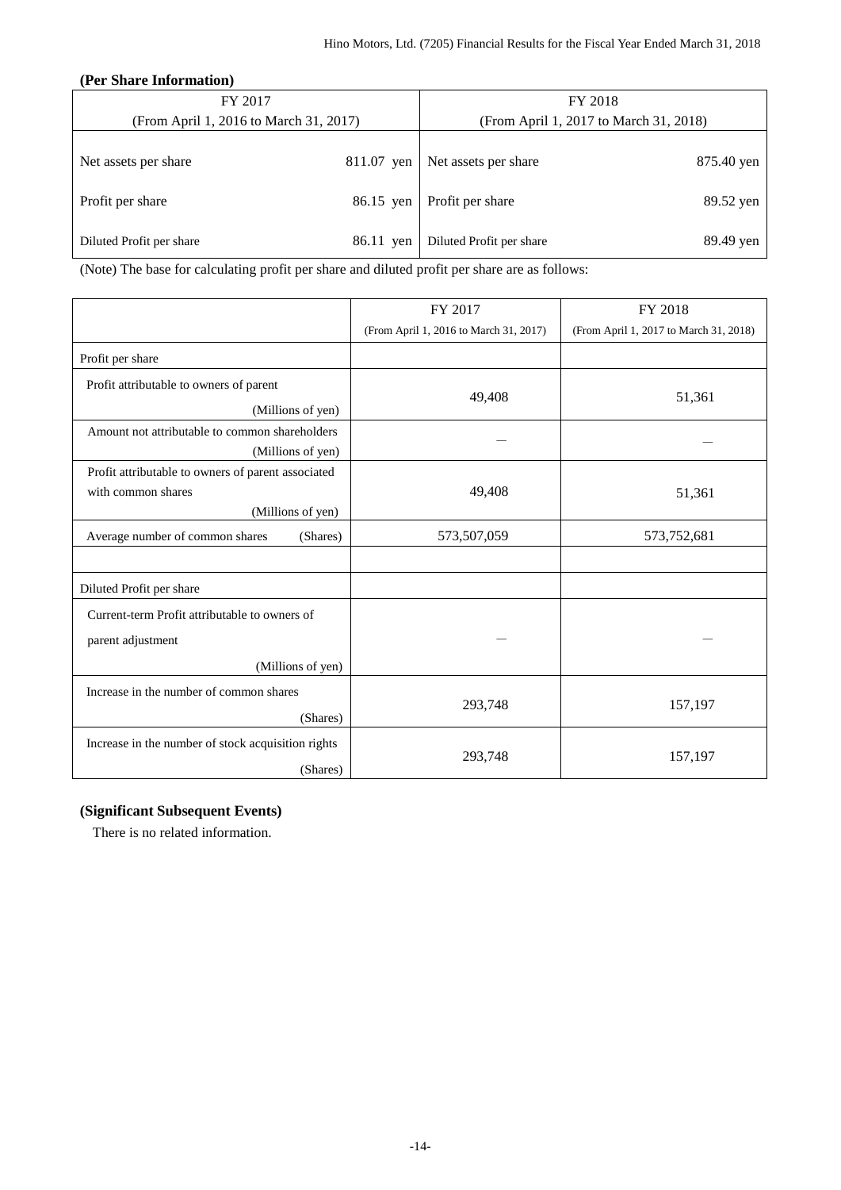**(Per Share Information)**

| FY 2017<br>(From April 1, 2016 to March 31, 2017) | | FY 2018<br>(From April 1, 2017 to March 31, 2018) | |
|---|---|---|---|
| Net assets per share | 811.07 yen | Net assets per share | 875.40 yen |
| Profit per share | 86.15 yen | Profit per share | 89.52 yen |
| Diluted Profit per share | 86.11 yen | Diluted Profit per share | 89.49 yen |

(Note) The base for calculating profit per share and diluted profit per share are as follows:

| | FY 2017<br>(From April 1, 2016 to March 31, 2017) | FY 2018<br>(From April 1, 2017 to March 31, 2018) |
|---|---|---|
| Profit per share | | |
| Profit attributable to owners of parent (Millions of yen) | 49,408 | 51,361 |
| Amount not attributable to common shareholders (Millions of yen) | — | — |
| Profit attributable to owners of parent associated with common shares (Millions of yen) | 49,408 | 51,361 |
| Average number of common shares (Shares) | 573,507,059 | 573,752,681 |
| | | |
| Diluted Profit per share | | |
| Current-term Profit attributable to owners of parent adjustment (Millions of yen) | — | — |
| Increase in the number of common shares (Shares) | 293,748 | 157,197 |
| Increase in the number of stock acquisition rights (Shares) | 293,748 | 157,197 |

**(Significant Subsequent Events)**

There is no related information.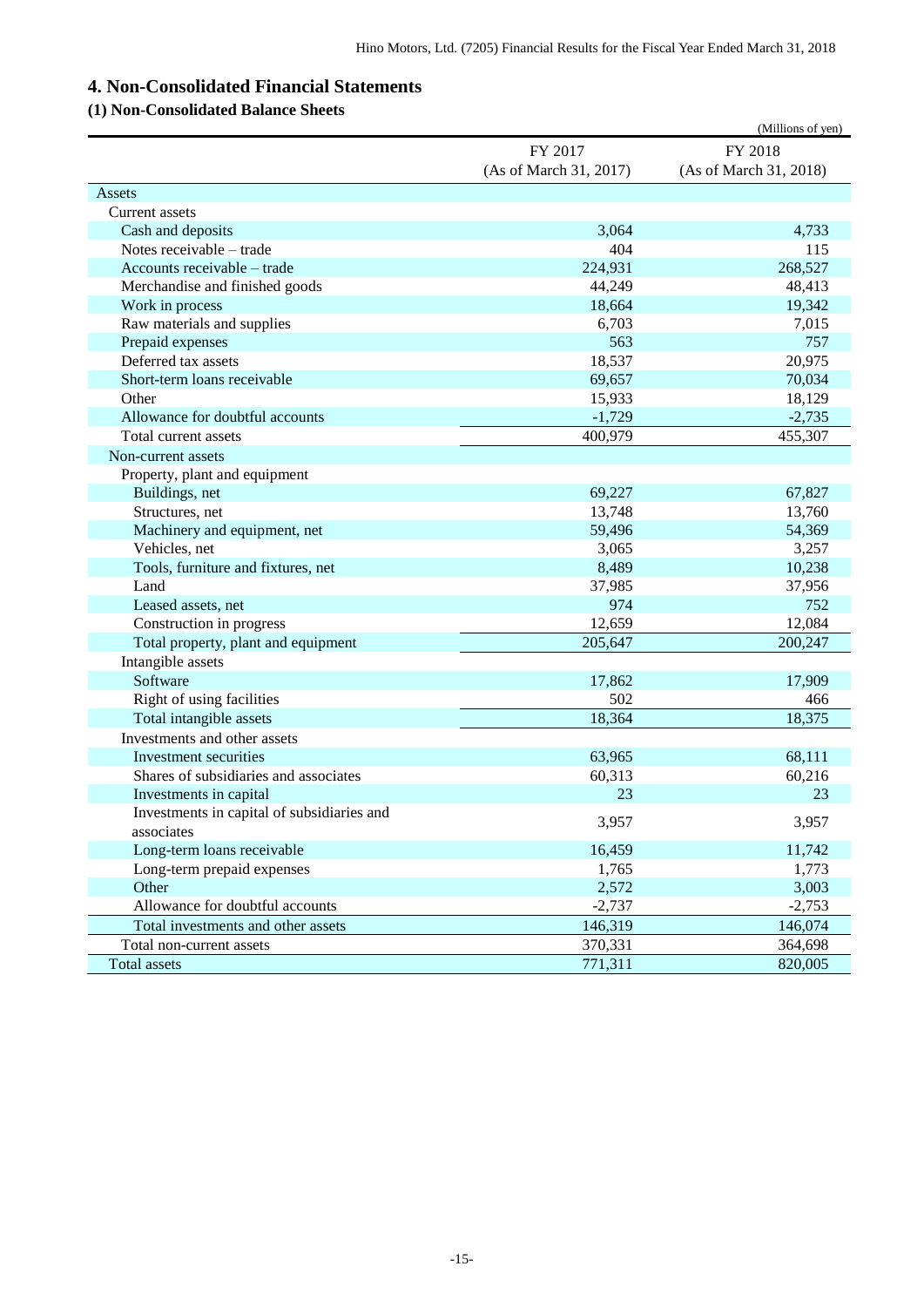# 4. Non-Consolidated Financial Statements

## (1) Non-Consolidated Balance Sheets

(Millions of yen)

| | FY 2017 (As of March 31, 2017) | FY 2018 (As of March 31, 2018) |
|---|---|---|
| Assets | | |
| Current assets | | |
| Cash and deposits | 3,064 | 4,733 |
| Notes receivable – trade | 404 | 115 |
| Accounts receivable – trade | 224,931 | 268,527 |
| Merchandise and finished goods | 44,249 | 48,413 |
| Work in process | 18,664 | 19,342 |
| Raw materials and supplies | 6,703 | 7,015 |
| Prepaid expenses | 563 | 757 |
| Deferred tax assets | 18,537 | 20,975 |
| Short-term loans receivable | 69,657 | 70,034 |
| Other | 15,933 | 18,129 |
| Allowance for doubtful accounts | -1,729 | -2,735 |
| Total current assets | 400,979 | 455,307 |
| Non-current assets | | |
| Property, plant and equipment | | |
| Buildings, net | 69,227 | 67,827 |
| Structures, net | 13,748 | 13,760 |
| Machinery and equipment, net | 59,496 | 54,369 |
| Vehicles, net | 3,065 | 3,257 |
| Tools, furniture and fixtures, net | 8,489 | 10,238 |
| Land | 37,985 | 37,956 |
| Leased assets, net | 974 | 752 |
| Construction in progress | 12,659 | 12,084 |
| Total property, plant and equipment | 205,647 | 200,247 |
| Intangible assets | | |
| Software | 17,862 | 17,909 |
| Right of using facilities | 502 | 466 |
| Total intangible assets | 18,364 | 18,375 |
| Investments and other assets | | |
| Investment securities | 63,965 | 68,111 |
| Shares of subsidiaries and associates | 60,313 | 60,216 |
| Investments in capital | 23 | 23 |
| Investments in capital of subsidiaries and associates | 3,957 | 3,957 |
| Long-term loans receivable | 16,459 | 11,742 |
| Long-term prepaid expenses | 1,765 | 1,773 |
| Other | 2,572 | 3,003 |
| Allowance for doubtful accounts | -2,737 | -2,753 |
| Total investments and other assets | 146,319 | 146,074 |
| Total non-current assets | 370,331 | 364,698 |
| Total assets | 771,311 | 820,005 |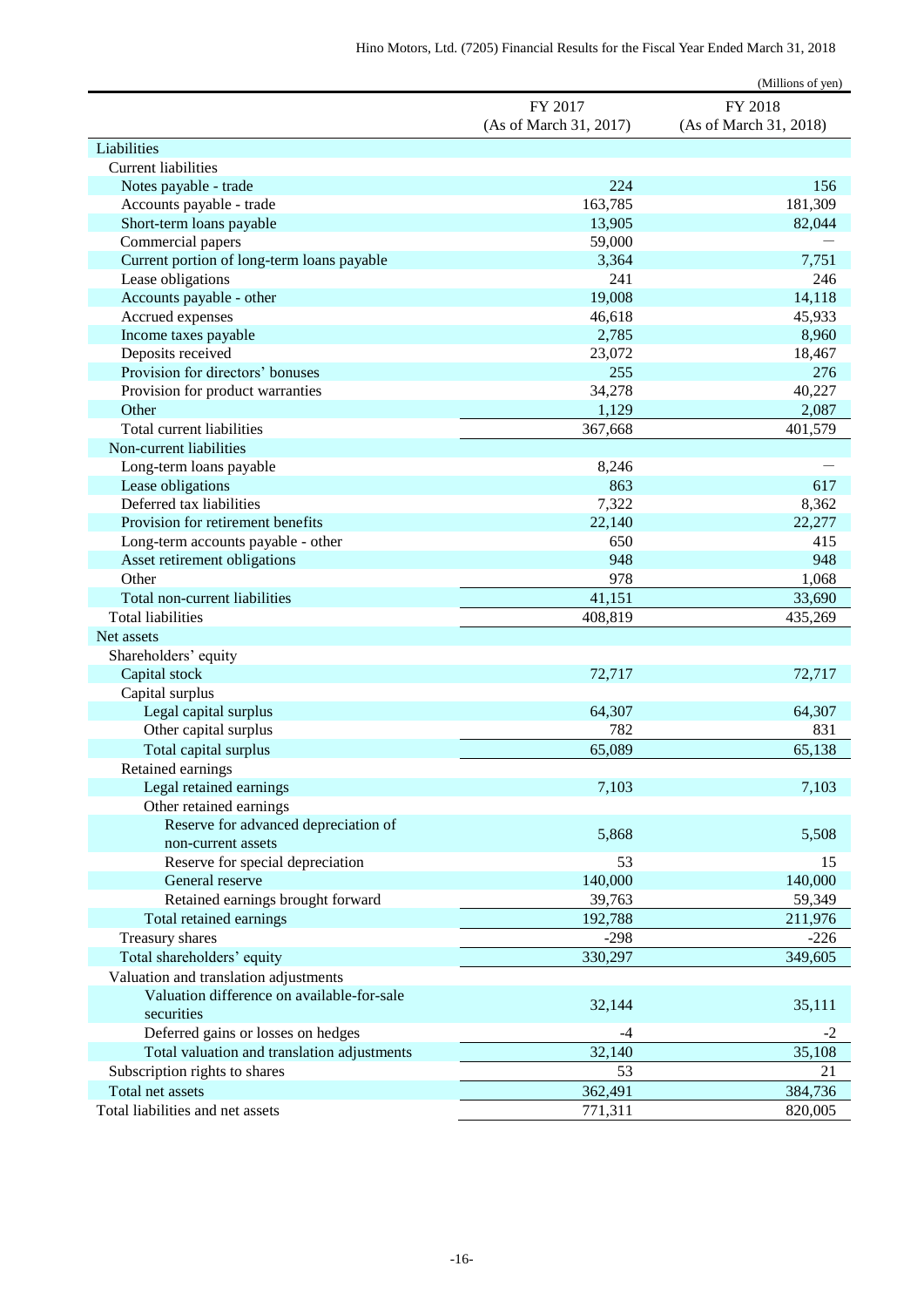(Millions of yen)

| | FY 2017 (As of March 31, 2017) | FY 2018 (As of March 31, 2018) |
|---|---|---|
| Liabilities | | |
| Current liabilities | | |
| Notes payable - trade | 224 | 156 |
| Accounts payable - trade | 163,785 | 181,309 |
| Short-term loans payable | 13,905 | 82,044 |
| Commercial papers | 59,000 | — |
| Current portion of long-term loans payable | 3,364 | 7,751 |
| Lease obligations | 241 | 246 |
| Accounts payable - other | 19,008 | 14,118 |
| Accrued expenses | 46,618 | 45,933 |
| Income taxes payable | 2,785 | 8,960 |
| Deposits received | 23,072 | 18,467 |
| Provision for directors' bonuses | 255 | 276 |
| Provision for product warranties | 34,278 | 40,227 |
| Other | 1,129 | 2,087 |
| Total current liabilities | 367,668 | 401,579 |
| Non-current liabilities | | |
| Long-term loans payable | 8,246 | — |
| Lease obligations | 863 | 617 |
| Deferred tax liabilities | 7,322 | 8,362 |
| Provision for retirement benefits | 22,140 | 22,277 |
| Long-term accounts payable - other | 650 | 415 |
| Asset retirement obligations | 948 | 948 |
| Other | 978 | 1,068 |
| Total non-current liabilities | 41,151 | 33,690 |
| Total liabilities | 408,819 | 435,269 |
| Net assets | | |
| Shareholders' equity | | |
| Capital stock | 72,717 | 72,717 |
| Capital surplus | | |
| Legal capital surplus | 64,307 | 64,307 |
| Other capital surplus | 782 | 831 |
| Total capital surplus | 65,089 | 65,138 |
| Retained earnings | | |
| Legal retained earnings | 7,103 | 7,103 |
| Other retained earnings | | |
| Reserve for advanced depreciation of non-current assets | 5,868 | 5,508 |
| Reserve for special depreciation | 53 | 15 |
| General reserve | 140,000 | 140,000 |
| Retained earnings brought forward | 39,763 | 59,349 |
| Total retained earnings | 192,788 | 211,976 |
| Treasury shares | -298 | -226 |
| Total shareholders' equity | 330,297 | 349,605 |
| Valuation and translation adjustments | | |
| Valuation difference on available-for-sale securities | 32,144 | 35,111 |
| Deferred gains or losses on hedges | -4 | -2 |
| Total valuation and translation adjustments | 32,140 | 35,108 |
| Subscription rights to shares | 53 | 21 |
| Total net assets | 362,491 | 384,736 |
| Total liabilities and net assets | 771,311 | 820,005 |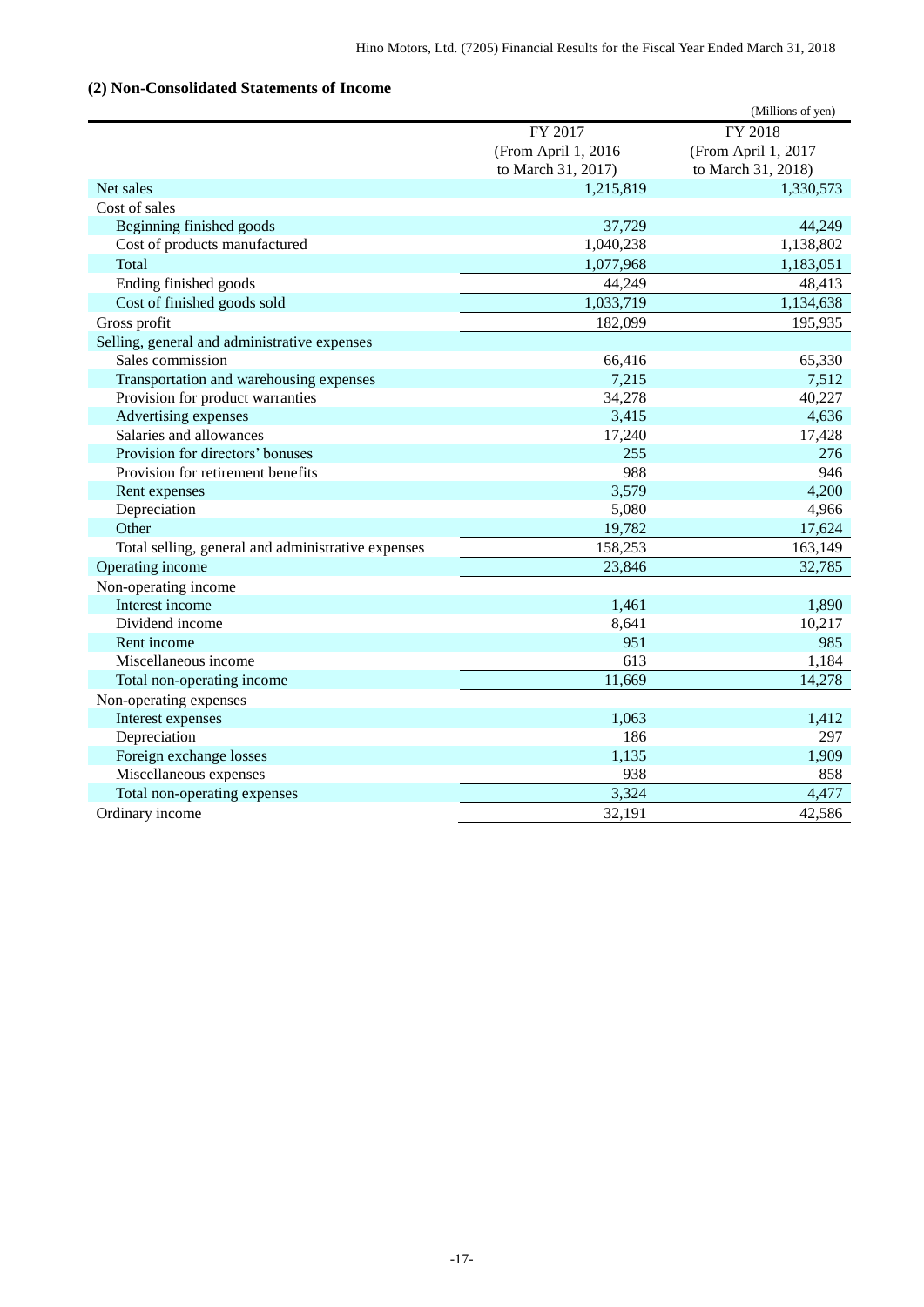## (2) Non-Consolidated Statements of Income

(Millions of yen)

| | FY 2017 (From April 1, 2016 to March 31, 2017) | FY 2018 (From April 1, 2017 to March 31, 2018) |
|---|---|---|
| Net sales | 1,215,819 | 1,330,573 |
| Cost of sales | | |
| Beginning finished goods | 37,729 | 44,249 |
| Cost of products manufactured | 1,040,238 | 1,138,802 |
| Total | 1,077,968 | 1,183,051 |
| Ending finished goods | 44,249 | 48,413 |
| Cost of finished goods sold | 1,033,719 | 1,134,638 |
| Gross profit | 182,099 | 195,935 |
| Selling, general and administrative expenses | | |
| Sales commission | 66,416 | 65,330 |
| Transportation and warehousing expenses | 7,215 | 7,512 |
| Provision for product warranties | 34,278 | 40,227 |
| Advertising expenses | 3,415 | 4,636 |
| Salaries and allowances | 17,240 | 17,428 |
| Provision for directors' bonuses | 255 | 276 |
| Provision for retirement benefits | 988 | 946 |
| Rent expenses | 3,579 | 4,200 |
| Depreciation | 5,080 | 4,966 |
| Other | 19,782 | 17,624 |
| Total selling, general and administrative expenses | 158,253 | 163,149 |
| Operating income | 23,846 | 32,785 |
| Non-operating income | | |
| Interest income | 1,461 | 1,890 |
| Dividend income | 8,641 | 10,217 |
| Rent income | 951 | 985 |
| Miscellaneous income | 613 | 1,184 |
| Total non-operating income | 11,669 | 14,278 |
| Non-operating expenses | | |
| Interest expenses | 1,063 | 1,412 |
| Depreciation | 186 | 297 |
| Foreign exchange losses | 1,135 | 1,909 |
| Miscellaneous expenses | 938 | 858 |
| Total non-operating expenses | 3,324 | 4,477 |
| Ordinary income | 32,191 | 42,586 |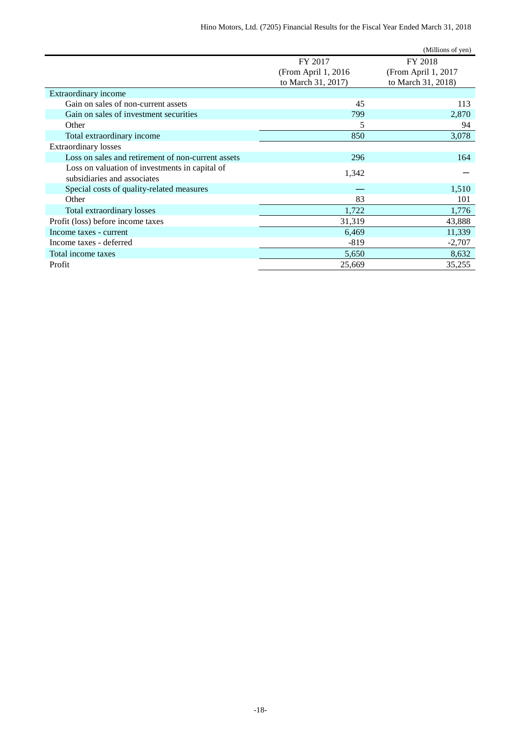(Millions of yen)

| | FY 2017 (From April 1, 2016 to March 31, 2017) | FY 2018 (From April 1, 2017 to March 31, 2018) |
|---|---|---|
| Extraordinary income | | |
| Gain on sales of non-current assets | 45 | 113 |
| Gain on sales of investment securities | 799 | 2,870 |
| Other | 5 | 94 |
| Total extraordinary income | 850 | 3,078 |
| Extraordinary losses | | |
| Loss on sales and retirement of non-current assets | 296 | 164 |
| Loss on valuation of investments in capital of subsidiaries and associates | 1,342 | ― |
| Special costs of quality-related measures | ― | 1,510 |
| Other | 83 | 101 |
| Total extraordinary losses | 1,722 | 1,776 |
| Profit (loss) before income taxes | 31,319 | 43,888 |
| Income taxes - current | 6,469 | 11,339 |
| Income taxes - deferred | -819 | -2,707 |
| Total income taxes | 5,650 | 8,632 |
| Profit | 25,669 | 35,255 |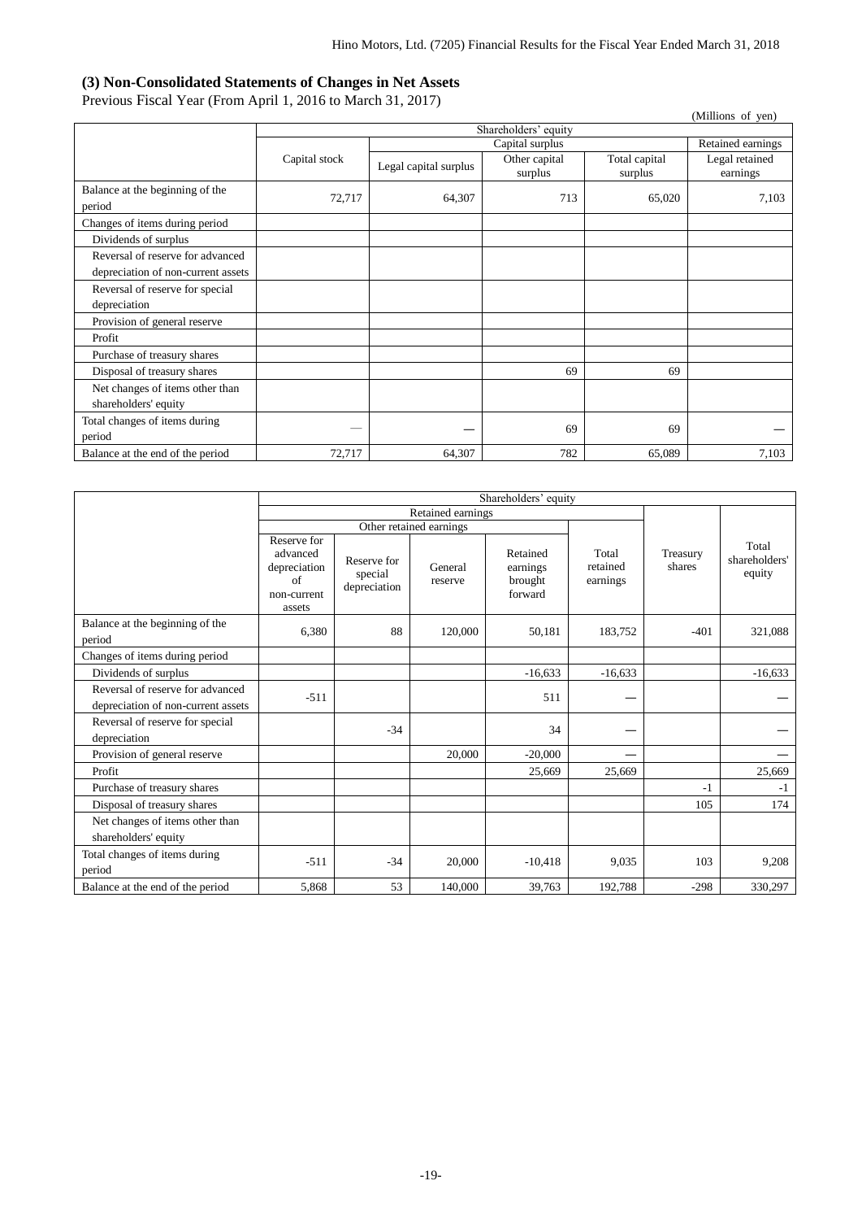### (3) Non-Consolidated Statements of Changes in Net Assets

Previous Fiscal Year (From April 1, 2016 to March 31, 2017)

(Millions of yen)

| | Shareholders' equity | | | | |
|---|---|---|---|---|---|
| | | Capital surplus | | | Retained earnings |
| | Capital stock | Legal capital surplus | Other capital surplus | Total capital surplus | Legal retained earnings |
| Balance at the beginning of the period | 72,717 | 64,307 | 713 | 65,020 | 7,103 |
| Changes of items during period | | | | | |
| Dividends of surplus | | | | | |
| Reversal of reserve for advanced depreciation of non-current assets | | | | | |
| Reversal of reserve for special depreciation | | | | | |
| Provision of general reserve | | | | | |
| Profit | | | | | |
| Purchase of treasury shares | | | | | |
| Disposal of treasury shares | | | 69 | 69 | |
| Net changes of items other than shareholders' equity | | | | | |
| Total changes of items during period | — | — | 69 | 69 | — |
| Balance at the end of the period | 72,717 | 64,307 | 782 | 65,089 | 7,103 |

| | Shareholders' equity | | | | | | |
|---|---|---|---|---|---|---|---|
| | Retained earnings | | | | | | |
| | Other retained earnings | | | | | | |
| | Reserve for advanced depreciation of non-current assets | Reserve for special depreciation | General reserve | Retained earnings brought forward | Total retained earnings | Treasury shares | Total shareholders' equity |
| Balance at the beginning of the period | 6,380 | 88 | 120,000 | 50,181 | 183,752 | -401 | 321,088 |
| Changes of items during period | | | | | | | |
| Dividends of surplus | | | | -16,633 | -16,633 | | -16,633 |
| Reversal of reserve for advanced depreciation of non-current assets | -511 | | | 511 | — | | — |
| Reversal of reserve for special depreciation | | -34 | | 34 | — | | — |
| Provision of general reserve | | | 20,000 | -20,000 | — | | — |
| Profit | | | | 25,669 | 25,669 | | 25,669 |
| Purchase of treasury shares | | | | | | -1 | -1 |
| Disposal of treasury shares | | | | | | 105 | 174 |
| Net changes of items other than shareholders' equity | | | | | | | |
| Total changes of items during period | -511 | -34 | 20,000 | -10,418 | 9,035 | 103 | 9,208 |
| Balance at the end of the period | 5,868 | 53 | 140,000 | 39,763 | 192,788 | -298 | 330,297 |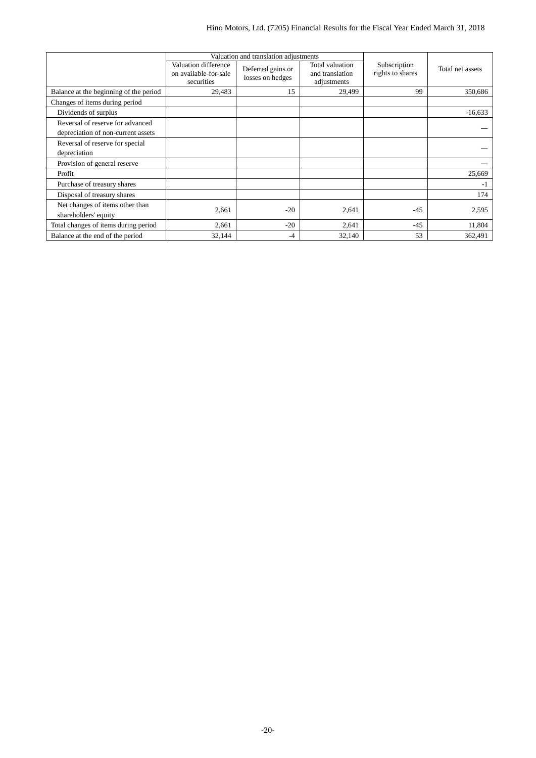| | Valuation and translation adjustments | | | Subscription rights to shares | Total net assets |
|---|---|---|---|---|---|
| | Valuation difference on available-for-sale securities | Deferred gains or losses on hedges | Total valuation and translation adjustments | | |
| Balance at the beginning of the period | 29,483 | 15 | 29,499 | 99 | 350,686 |
| Changes of items during period | | | | | |
| Dividends of surplus | | | | | -16,633 |
| Reversal of reserve for advanced depreciation of non-current assets | | | | | — |
| Reversal of reserve for special depreciation | | | | | — |
| Provision of general reserve | | | | | — |
| Profit | | | | | 25,669 |
| Purchase of treasury shares | | | | | -1 |
| Disposal of treasury shares | | | | | 174 |
| Net changes of items other than shareholders' equity | 2,661 | -20 | 2,641 | -45 | 2,595 |
| Total changes of items during period | 2,661 | -20 | 2,641 | -45 | 11,804 |
| Balance at the end of the period | 32,144 | -4 | 32,140 | 53 | 362,491 |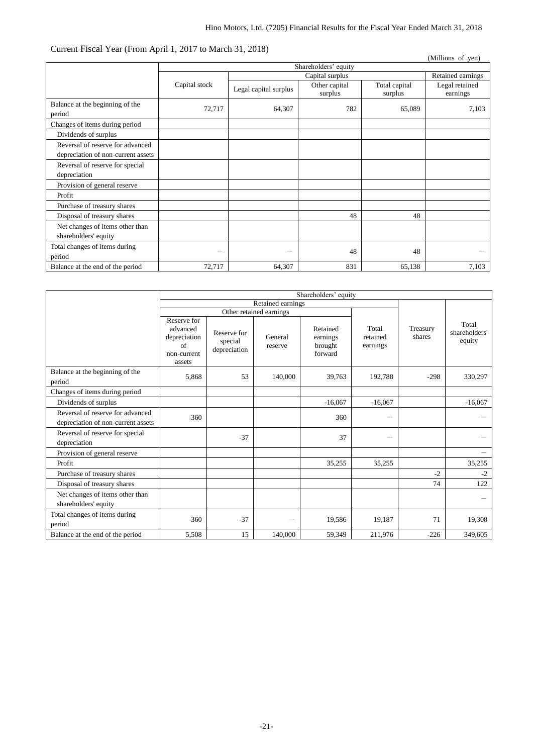Current Fiscal Year (From April 1, 2017 to March 31, 2018)

(Millions of yen)

| | Shareholders' equity | | | | |
|---|---|---|---|---|---|
| | | Capital surplus | | | Retained earnings |
| | Capital stock | Legal capital surplus | Other capital surplus | Total capital surplus | Legal retained earnings |
| Balance at the beginning of the period | 72,717 | 64,307 | 782 | 65,089 | 7,103 |
| Changes of items during period | | | | | |
| Dividends of surplus | | | | | |
| Reversal of reserve for advanced depreciation of non-current assets | | | | | |
| Reversal of reserve for special depreciation | | | | | |
| Provision of general reserve | | | | | |
| Profit | | | | | |
| Purchase of treasury shares | | | | | |
| Disposal of treasury shares | | | 48 | 48 | |
| Net changes of items other than shareholders' equity | | | | | |
| Total changes of items during period | — | — | 48 | 48 | — |
| Balance at the end of the period | 72,717 | 64,307 | 831 | 65,138 | 7,103 |

| | Shareholders' equity | | | | | | |
|---|---|---|---|---|---|---|---|
| | Retained earnings | | | | | | |
| | Other retained earnings | | | | | | |
| | Reserve for advanced depreciation of non-current assets | Reserve for special depreciation | General reserve | Retained earnings brought forward | Total retained earnings | Treasury shares | Total shareholders' equity |
| Balance at the beginning of the period | 5,868 | 53 | 140,000 | 39,763 | 192,788 | -298 | 330,297 |
| Changes of items during period | | | | | | | |
| Dividends of surplus | | | | -16,067 | -16,067 | | -16,067 |
| Reversal of reserve for advanced depreciation of non-current assets | -360 | | | 360 | — | | — |
| Reversal of reserve for special depreciation | | -37 | | 37 | — | | — |
| Provision of general reserve | | | | | | | — |
| Profit | | | | 35,255 | 35,255 | | 35,255 |
| Purchase of treasury shares | | | | | | -2 | -2 |
| Disposal of treasury shares | | | | | | 74 | 122 |
| Net changes of items other than shareholders' equity | | | | | | | — |
| Total changes of items during period | -360 | -37 | — | 19,586 | 19,187 | 71 | 19,308 |
| Balance at the end of the period | 5,508 | 15 | 140,000 | 59,349 | 211,976 | -226 | 349,605 |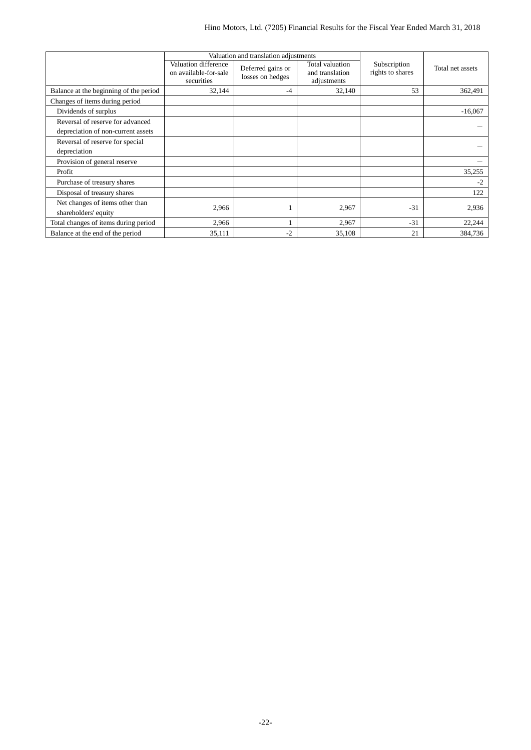| | Valuation and translation adjustments | | | Subscription rights to shares | Total net assets |
|---|---|---|---|---|---|
| | Valuation difference on available-for-sale securities | Deferred gains or losses on hedges | Total valuation and translation adjustments | | |
| Balance at the beginning of the period | 32,144 | -4 | 32,140 | 53 | 362,491 |
| Changes of items during period | | | | | |
| Dividends of surplus | | | | | -16,067 |
| Reversal of reserve for advanced depreciation of non-current assets | | | | | — |
| Reversal of reserve for special depreciation | | | | | — |
| Provision of general reserve | | | | | — |
| Profit | | | | | 35,255 |
| Purchase of treasury shares | | | | | -2 |
| Disposal of treasury shares | | | | | 122 |
| Net changes of items other than shareholders' equity | 2,966 | 1 | 2,967 | -31 | 2,936 |
| Total changes of items during period | 2,966 | 1 | 2,967 | -31 | 22,244 |
| Balance at the end of the period | 35,111 | -2 | 35,108 | 21 | 384,736 |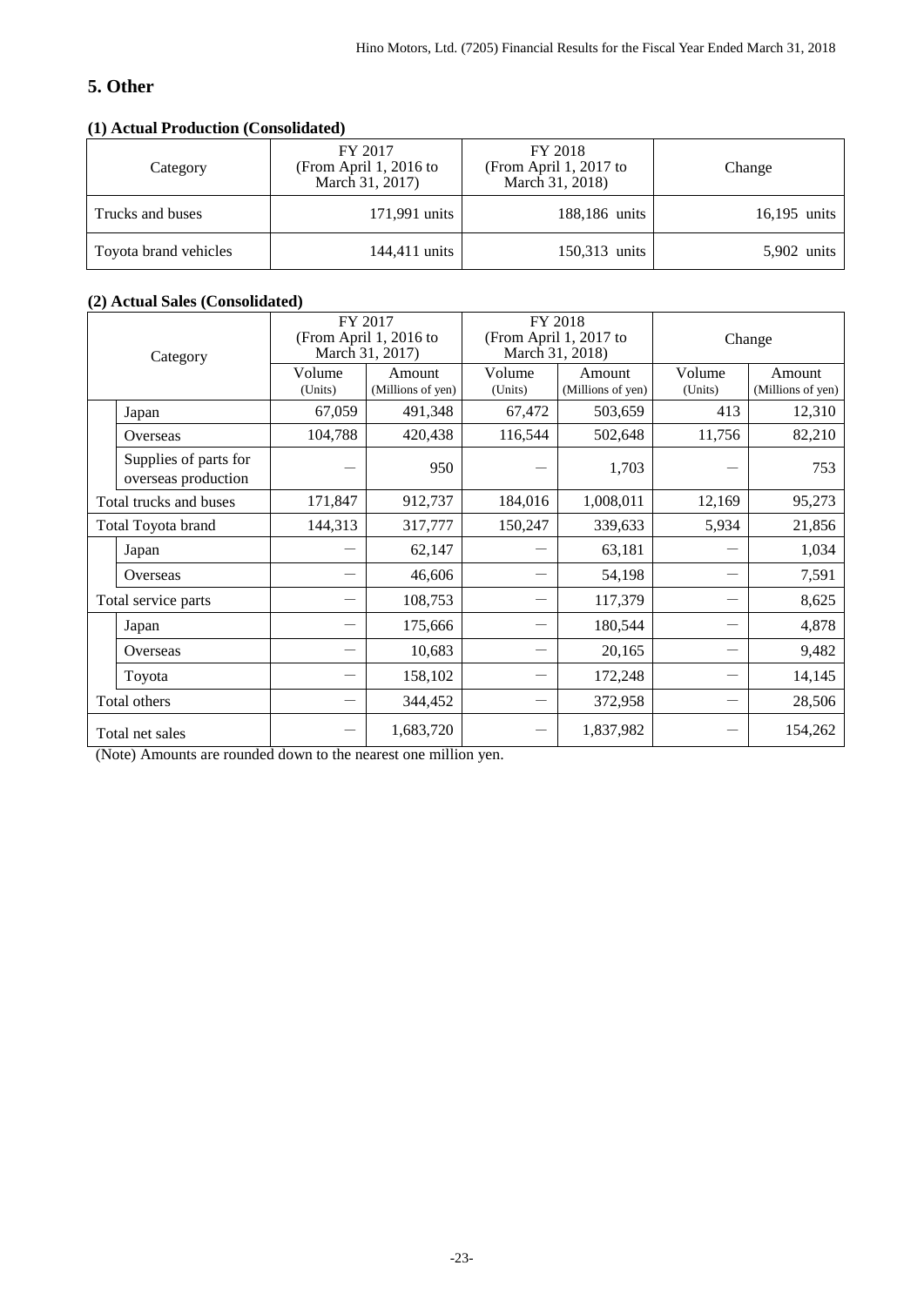## 5. Other

### (1) Actual Production (Consolidated)

| Category | FY 2017 (From April 1, 2016 to March 31, 2017) | FY 2018 (From April 1, 2017 to March 31, 2018) | Change |
|---|---|---|---|
| Trucks and buses | 171,991 units | 188,186 units | 16,195 units |
| Toyota brand vehicles | 144,411 units | 150,313 units | 5,902 units |

### (2) Actual Sales (Consolidated)

| Category | | FY 2017 (From April 1, 2016 to March 31, 2017) | | FY 2018 (From April 1, 2017 to March 31, 2018) | | Change | |
|---|---|---|---|---|---|---|---|
| | | Volume (Units) | Amount (Millions of yen) | Volume (Units) | Amount (Millions of yen) | Volume (Units) | Amount (Millions of yen) |
| | Japan | 67,059 | 491,348 | 67,472 | 503,659 | 413 | 12,310 |
| | Overseas | 104,788 | 420,438 | 116,544 | 502,648 | 11,756 | 82,210 |
| | Supplies of parts for overseas production | — | 950 | — | 1,703 | — | 753 |
| Total trucks and buses | | 171,847 | 912,737 | 184,016 | 1,008,011 | 12,169 | 95,273 |
| Total Toyota brand | | 144,313 | 317,777 | 150,247 | 339,633 | 5,934 | 21,856 |
| | Japan | — | 62,147 | — | 63,181 | — | 1,034 |
| | Overseas | — | 46,606 | — | 54,198 | — | 7,591 |
| Total service parts | | — | 108,753 | — | 117,379 | — | 8,625 |
| | Japan | — | 175,666 | — | 180,544 | — | 4,878 |
| | Overseas | — | 10,683 | — | 20,165 | — | 9,482 |
| | Toyota | — | 158,102 | — | 172,248 | — | 14,145 |
| Total others | | — | 344,452 | — | 372,958 | — | 28,506 |
| Total net sales | | — | 1,683,720 | — | 1,837,982 | — | 154,262 |

(Note) Amounts are rounded down to the nearest one million yen.